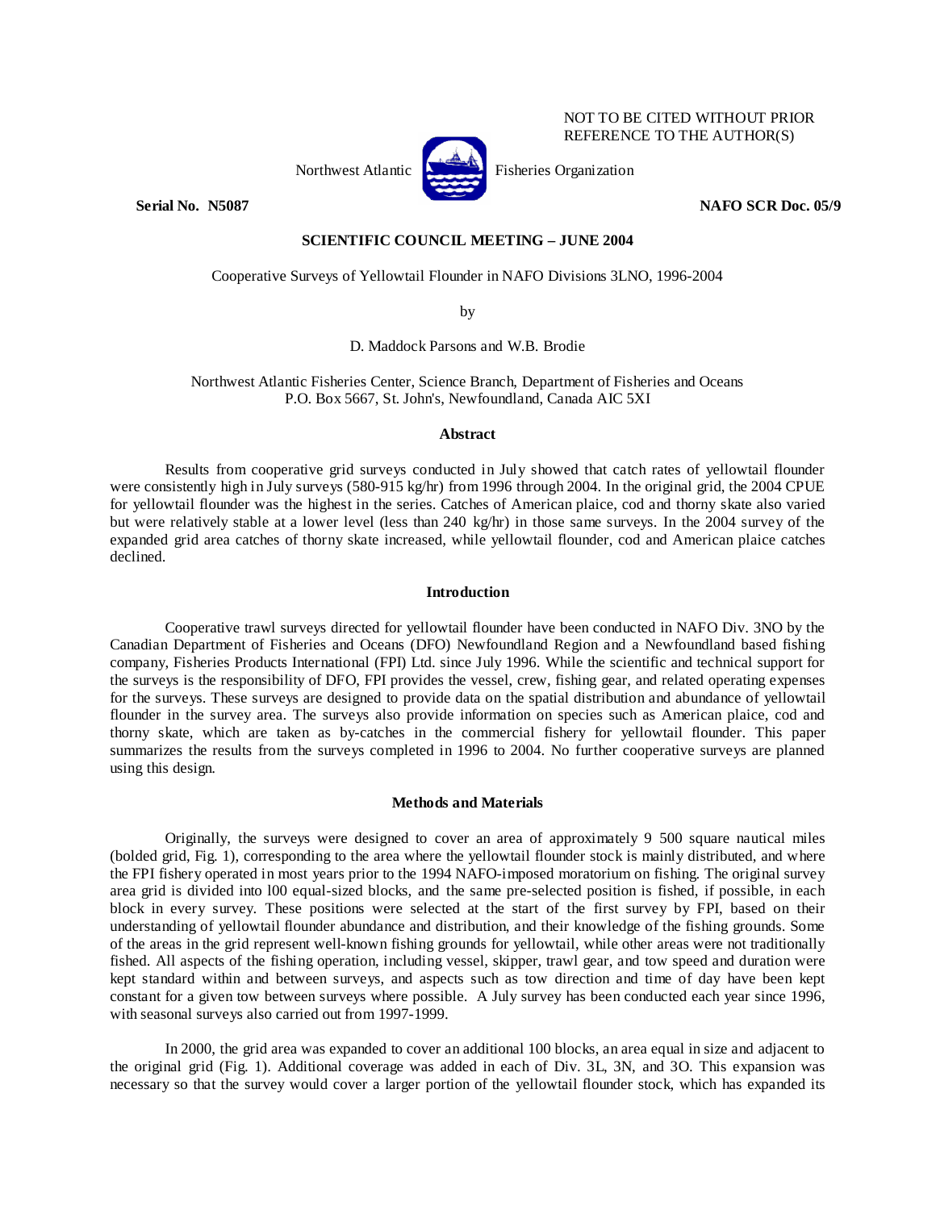NOT TO BE CITED WITHOUT PRIOR REFERENCE TO THE AUTHOR(S)

Northwest Atlantic Fisheries Organization

**Serial No. N5087** **NAFO SCR Doc. 05/9**

**SCIENTIFIC COUNCIL MEETING – JUNE 2004**

Cooperative Surveys of Yellowtail Flounder in NAFO Divisions 3LNO, 1996-2004

by

D. Maddock Parsons and W.B. Brodie

Northwest Atlantic Fisheries Center, Science Branch, Department of Fisheries and Oceans
P.O. Box 5667, St. John's, Newfoundland, Canada AIC 5XI

## Abstract

Results from cooperative grid surveys conducted in July showed that catch rates of yellowtail flounder were consistently high in July surveys (580-915 kg/hr) from 1996 through 2004. In the original grid, the 2004 CPUE for yellowtail flounder was the highest in the series. Catches of American plaice, cod and thorny skate also varied but were relatively stable at a lower level (less than 240 kg/hr) in those same surveys. In the 2004 survey of the expanded grid area catches of thorny skate increased, while yellowtail flounder, cod and American plaice catches declined.

## Introduction

Cooperative trawl surveys directed for yellowtail flounder have been conducted in NAFO Div. 3NO by the Canadian Department of Fisheries and Oceans (DFO) Newfoundland Region and a Newfoundland based fishing company, Fisheries Products International (FPI) Ltd. since July 1996. While the scientific and technical support for the surveys is the responsibility of DFO, FPI provides the vessel, crew, fishing gear, and related operating expenses for the surveys. These surveys are designed to provide data on the spatial distribution and abundance of yellowtail flounder in the survey area. The surveys also provide information on species such as American plaice, cod and thorny skate, which are taken as by-catches in the commercial fishery for yellowtail flounder. This paper summarizes the results from the surveys completed in 1996 to 2004. No further cooperative surveys are planned using this design.

## Methods and Materials

Originally, the surveys were designed to cover an area of approximately 9 500 square nautical miles (bolded grid, Fig. 1), corresponding to the area where the yellowtail flounder stock is mainly distributed, and where the FPI fishery operated in most years prior to the 1994 NAFO-imposed moratorium on fishing. The original survey area grid is divided into l00 equal-sized blocks, and the same pre-selected position is fished, if possible, in each block in every survey. These positions were selected at the start of the first survey by FPI, based on their understanding of yellowtail flounder abundance and distribution, and their knowledge of the fishing grounds. Some of the areas in the grid represent well-known fishing grounds for yellowtail, while other areas were not traditionally fished. All aspects of the fishing operation, including vessel, skipper, trawl gear, and tow speed and duration were kept standard within and between surveys, and aspects such as tow direction and time of day have been kept constant for a given tow between surveys where possible. A July survey has been conducted each year since 1996, with seasonal surveys also carried out from 1997-1999.

In 2000, the grid area was expanded to cover an additional 100 blocks, an area equal in size and adjacent to the original grid (Fig. 1). Additional coverage was added in each of Div. 3L, 3N, and 3O. This expansion was necessary so that the survey would cover a larger portion of the yellowtail flounder stock, which has expanded its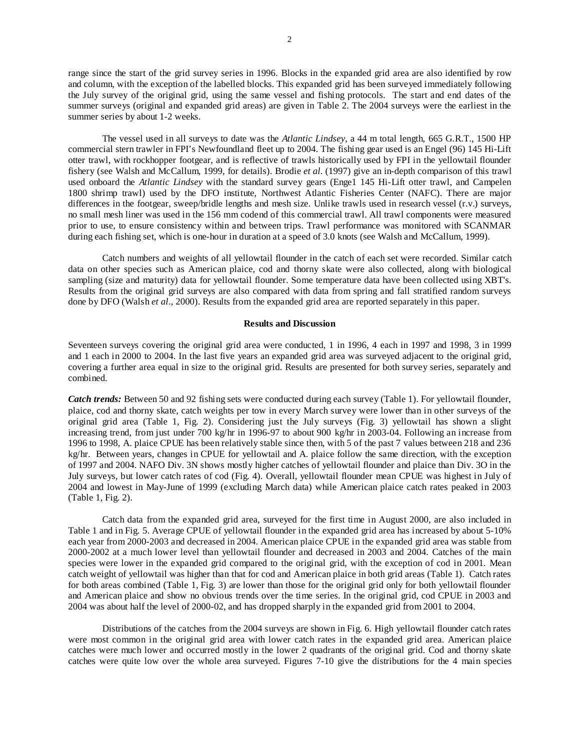range since the start of the grid survey series in 1996. Blocks in the expanded grid area are also identified by row and column, with the exception of the labelled blocks. This expanded grid has been surveyed immediately following the July survey of the original grid, using the same vessel and fishing protocols. The start and end dates of the summer surveys (original and expanded grid areas) are given in Table 2. The 2004 surveys were the earliest in the summer series by about 1-2 weeks.

The vessel used in all surveys to date was the *Atlantic Lindsey*, a 44 m total length, 665 G.R.T., 1500 HP commercial stern trawler in FPI's Newfoundland fleet up to 2004. The fishing gear used is an Engel (96) 145 Hi-Lift otter trawl, with rockhopper footgear, and is reflective of trawls historically used by FPI in the yellowtail flounder fishery (see Walsh and McCallum, 1999, for details). Brodie *et al.* (1997) give an in-depth comparison of this trawl used onboard the *Atlantic Lindsey* with the standard survey gears (Enge1 145 Hi-Lift otter trawl, and Campelen 1800 shrimp trawl) used by the DFO institute, Northwest Atlantic Fisheries Center (NAFC). There are major differences in the footgear, sweep/bridle lengths and mesh size. Unlike trawls used in research vessel (r.v.) surveys, no small mesh liner was used in the 156 mm codend of this commercial trawl. All trawl components were measured prior to use, to ensure consistency within and between trips. Trawl performance was monitored with SCANMAR during each fishing set, which is one-hour in duration at a speed of 3.0 knots (see Walsh and McCallum, 1999).

Catch numbers and weights of all yellowtail flounder in the catch of each set were recorded. Similar catch data on other species such as American plaice, cod and thorny skate were also collected, along with biological sampling (size and maturity) data for yellowtail flounder. Some temperature data have been collected using XBT's. Results from the original grid surveys are also compared with data from spring and fall stratified random surveys done by DFO (Walsh *et al*., 2000). Results from the expanded grid area are reported separately in this paper.

## Results and Discussion

Seventeen surveys covering the original grid area were conducted, 1 in 1996, 4 each in 1997 and 1998, 3 in 1999 and 1 each in 2000 to 2004. In the last five years an expanded grid area was surveyed adjacent to the original grid, covering a further area equal in size to the original grid. Results are presented for both survey series, separately and combined.

***Catch trends:*** Between 50 and 92 fishing sets were conducted during each survey (Table 1). For yellowtail flounder, plaice, cod and thorny skate, catch weights per tow in every March survey were lower than in other surveys of the original grid area (Table 1, Fig. 2). Considering just the July surveys (Fig. 3) yellowtail has shown a slight increasing trend, from just under 700 kg/hr in 1996-97 to about 900 kg/hr in 2003-04. Following an increase from 1996 to 1998, A. plaice CPUE has been relatively stable since then, with 5 of the past 7 values between 218 and 236 kg/hr. Between years, changes in CPUE for yellowtail and A. plaice follow the same direction, with the exception of 1997 and 2004. NAFO Div. 3N shows mostly higher catches of yellowtail flounder and plaice than Div. 3O in the July surveys, but lower catch rates of cod (Fig. 4). Overall, yellowtail flounder mean CPUE was highest in July of 2004 and lowest in May-June of 1999 (excluding March data) while American plaice catch rates peaked in 2003 (Table 1, Fig. 2).

Catch data from the expanded grid area, surveyed for the first time in August 2000, are also included in Table 1 and in Fig. 5. Average CPUE of yellowtail flounder in the expanded grid area has increased by about 5-10% each year from 2000-2003 and decreased in 2004. American plaice CPUE in the expanded grid area was stable from 2000-2002 at a much lower level than yellowtail flounder and decreased in 2003 and 2004. Catches of the main species were lower in the expanded grid compared to the original grid, with the exception of cod in 2001. Mean catch weight of yellowtail was higher than that for cod and American plaice in both grid areas (Table 1). Catch rates for both areas combined (Table 1, Fig. 3) are lower than those for the original grid only for both yellowtail flounder and American plaice and show no obvious trends over the time series. In the original grid, cod CPUE in 2003 and 2004 was about half the level of 2000-02, and has dropped sharply in the expanded grid from 2001 to 2004.

Distributions of the catches from the 2004 surveys are shown in Fig. 6. High yellowtail flounder catch rates were most common in the original grid area with lower catch rates in the expanded grid area. American plaice catches were much lower and occurred mostly in the lower 2 quadrants of the original grid. Cod and thorny skate catches were quite low over the whole area surveyed. Figures 7-10 give the distributions for the 4 main species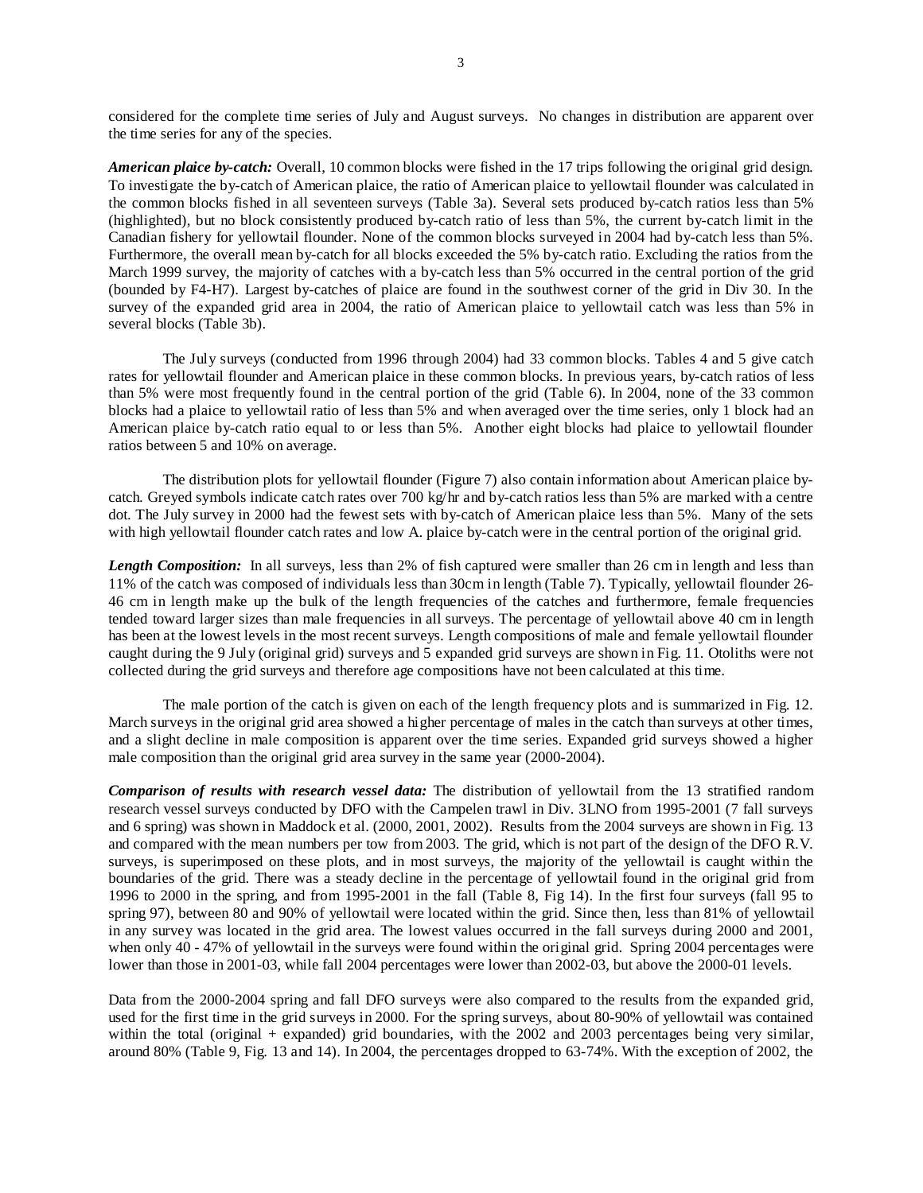considered for the complete time series of July and August surveys. No changes in distribution are apparent over the time series for any of the species.

***American plaice by-catch:*** Overall, 10 common blocks were fished in the 17 trips following the original grid design. To investigate the by-catch of American plaice, the ratio of American plaice to yellowtail flounder was calculated in the common blocks fished in all seventeen surveys (Table 3a). Several sets produced by-catch ratios less than 5% (highlighted), but no block consistently produced by-catch ratio of less than 5%, the current by-catch limit in the Canadian fishery for yellowtail flounder. None of the common blocks surveyed in 2004 had by-catch less than 5%. Furthermore, the overall mean by-catch for all blocks exceeded the 5% by-catch ratio. Excluding the ratios from the March 1999 survey, the majority of catches with a by-catch less than 5% occurred in the central portion of the grid (bounded by F4-H7). Largest by-catches of plaice are found in the southwest corner of the grid in Div 30. In the survey of the expanded grid area in 2004, the ratio of American plaice to yellowtail catch was less than 5% in several blocks (Table 3b).

The July surveys (conducted from 1996 through 2004) had 33 common blocks. Tables 4 and 5 give catch rates for yellowtail flounder and American plaice in these common blocks. In previous years, by-catch ratios of less than 5% were most frequently found in the central portion of the grid (Table 6). In 2004, none of the 33 common blocks had a plaice to yellowtail ratio of less than 5% and when averaged over the time series, only 1 block had an American plaice by-catch ratio equal to or less than 5%. Another eight blocks had plaice to yellowtail flounder ratios between 5 and 10% on average.

The distribution plots for yellowtail flounder (Figure 7) also contain information about American plaice by-catch. Greyed symbols indicate catch rates over 700 kg/hr and by-catch ratios less than 5% are marked with a centre dot. The July survey in 2000 had the fewest sets with by-catch of American plaice less than 5%. Many of the sets with high yellowtail flounder catch rates and low A. plaice by-catch were in the central portion of the original grid.

***Length Composition:*** In all surveys, less than 2% of fish captured were smaller than 26 cm in length and less than 11% of the catch was composed of individuals less than 30cm in length (Table 7). Typically, yellowtail flounder 26-46 cm in length make up the bulk of the length frequencies of the catches and furthermore, female frequencies tended toward larger sizes than male frequencies in all surveys. The percentage of yellowtail above 40 cm in length has been at the lowest levels in the most recent surveys. Length compositions of male and female yellowtail flounder caught during the 9 July (original grid) surveys and 5 expanded grid surveys are shown in Fig. 11. Otoliths were not collected during the grid surveys and therefore age compositions have not been calculated at this time.

The male portion of the catch is given on each of the length frequency plots and is summarized in Fig. 12. March surveys in the original grid area showed a higher percentage of males in the catch than surveys at other times, and a slight decline in male composition is apparent over the time series. Expanded grid surveys showed a higher male composition than the original grid area survey in the same year (2000-2004).

***Comparison of results with research vessel data:*** The distribution of yellowtail from the 13 stratified random research vessel surveys conducted by DFO with the Campelen trawl in Div. 3LNO from 1995-2001 (7 fall surveys and 6 spring) was shown in Maddock et al. (2000, 2001, 2002). Results from the 2004 surveys are shown in Fig. 13 and compared with the mean numbers per tow from 2003. The grid, which is not part of the design of the DFO R.V. surveys, is superimposed on these plots, and in most surveys, the majority of the yellowtail is caught within the boundaries of the grid. There was a steady decline in the percentage of yellowtail found in the original grid from 1996 to 2000 in the spring, and from 1995-2001 in the fall (Table 8, Fig 14). In the first four surveys (fall 95 to spring 97), between 80 and 90% of yellowtail were located within the grid. Since then, less than 81% of yellowtail in any survey was located in the grid area. The lowest values occurred in the fall surveys during 2000 and 2001, when only 40 - 47% of yellowtail in the surveys were found within the original grid. Spring 2004 percentages were lower than those in 2001-03, while fall 2004 percentages were lower than 2002-03, but above the 2000-01 levels.

Data from the 2000-2004 spring and fall DFO surveys were also compared to the results from the expanded grid, used for the first time in the grid surveys in 2000. For the spring surveys, about 80-90% of yellowtail was contained within the total (original + expanded) grid boundaries, with the 2002 and 2003 percentages being very similar, around 80% (Table 9, Fig. 13 and 14). In 2004, the percentages dropped to 63-74%. With the exception of 2002, the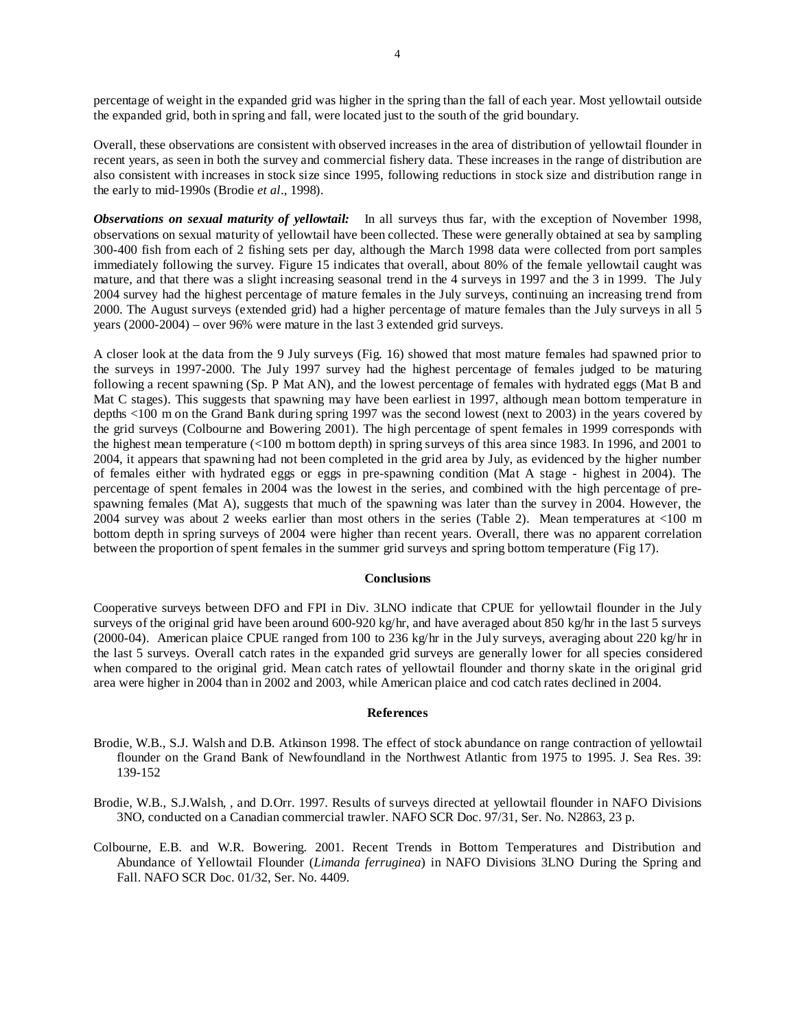percentage of weight in the expanded grid was higher in the spring than the fall of each year. Most yellowtail outside the expanded grid, both in spring and fall, were located just to the south of the grid boundary.

Overall, these observations are consistent with observed increases in the area of distribution of yellowtail flounder in recent years, as seen in both the survey and commercial fishery data. These increases in the range of distribution are also consistent with increases in stock size since 1995, following reductions in stock size and distribution range in the early to mid-1990s (Brodie *et al*., 1998).

***Observations on sexual maturity of yellowtail:*** In all surveys thus far, with the exception of November 1998, observations on sexual maturity of yellowtail have been collected. These were generally obtained at sea by sampling 300-400 fish from each of 2 fishing sets per day, although the March 1998 data were collected from port samples immediately following the survey. Figure 15 indicates that overall, about 80% of the female yellowtail caught was mature, and that there was a slight increasing seasonal trend in the 4 surveys in 1997 and the 3 in 1999. The July 2004 survey had the highest percentage of mature females in the July surveys, continuing an increasing trend from 2000. The August surveys (extended grid) had a higher percentage of mature females than the July surveys in all 5 years (2000-2004) – over 96% were mature in the last 3 extended grid surveys.

A closer look at the data from the 9 July surveys (Fig. 16) showed that most mature females had spawned prior to the surveys in 1997-2000. The July 1997 survey had the highest percentage of females judged to be maturing following a recent spawning (Sp. P Mat AN), and the lowest percentage of females with hydrated eggs (Mat B and Mat C stages). This suggests that spawning may have been earliest in 1997, although mean bottom temperature in depths <100 m on the Grand Bank during spring 1997 was the second lowest (next to 2003) in the years covered by the grid surveys (Colbourne and Bowering 2001). The high percentage of spent females in 1999 corresponds with the highest mean temperature (<100 m bottom depth) in spring surveys of this area since 1983. In 1996, and 2001 to 2004, it appears that spawning had not been completed in the grid area by July, as evidenced by the higher number of females either with hydrated eggs or eggs in pre-spawning condition (Mat A stage - highest in 2004). The percentage of spent females in 2004 was the lowest in the series, and combined with the high percentage of pre-spawning females (Mat A), suggests that much of the spawning was later than the survey in 2004. However, the 2004 survey was about 2 weeks earlier than most others in the series (Table 2). Mean temperatures at <100 m bottom depth in spring surveys of 2004 were higher than recent years. Overall, there was no apparent correlation between the proportion of spent females in the summer grid surveys and spring bottom temperature (Fig 17).

## Conclusions

Cooperative surveys between DFO and FPI in Div. 3LNO indicate that CPUE for yellowtail flounder in the July surveys of the original grid have been around 600-920 kg/hr, and have averaged about 850 kg/hr in the last 5 surveys (2000-04). American plaice CPUE ranged from 100 to 236 kg/hr in the July surveys, averaging about 220 kg/hr in the last 5 surveys. Overall catch rates in the expanded grid surveys are generally lower for all species considered when compared to the original grid. Mean catch rates of yellowtail flounder and thorny skate in the original grid area were higher in 2004 than in 2002 and 2003, while American plaice and cod catch rates declined in 2004.

## References

Brodie, W.B., S.J. Walsh and D.B. Atkinson 1998. The effect of stock abundance on range contraction of yellowtail flounder on the Grand Bank of Newfoundland in the Northwest Atlantic from 1975 to 1995. J. Sea Res. 39: 139-152

Brodie, W.B., S.J.Walsh, , and D.Orr. 1997. Results of surveys directed at yellowtail flounder in NAFO Divisions 3NO, conducted on a Canadian commercial trawler. NAFO SCR Doc. 97/31, Ser. No. N2863, 23 p.

Colbourne, E.B. and W.R. Bowering. 2001. Recent Trends in Bottom Temperatures and Distribution and Abundance of Yellowtail Flounder (*Limanda ferruginea*) in NAFO Divisions 3LNO During the Spring and Fall. NAFO SCR Doc. 01/32, Ser. No. 4409.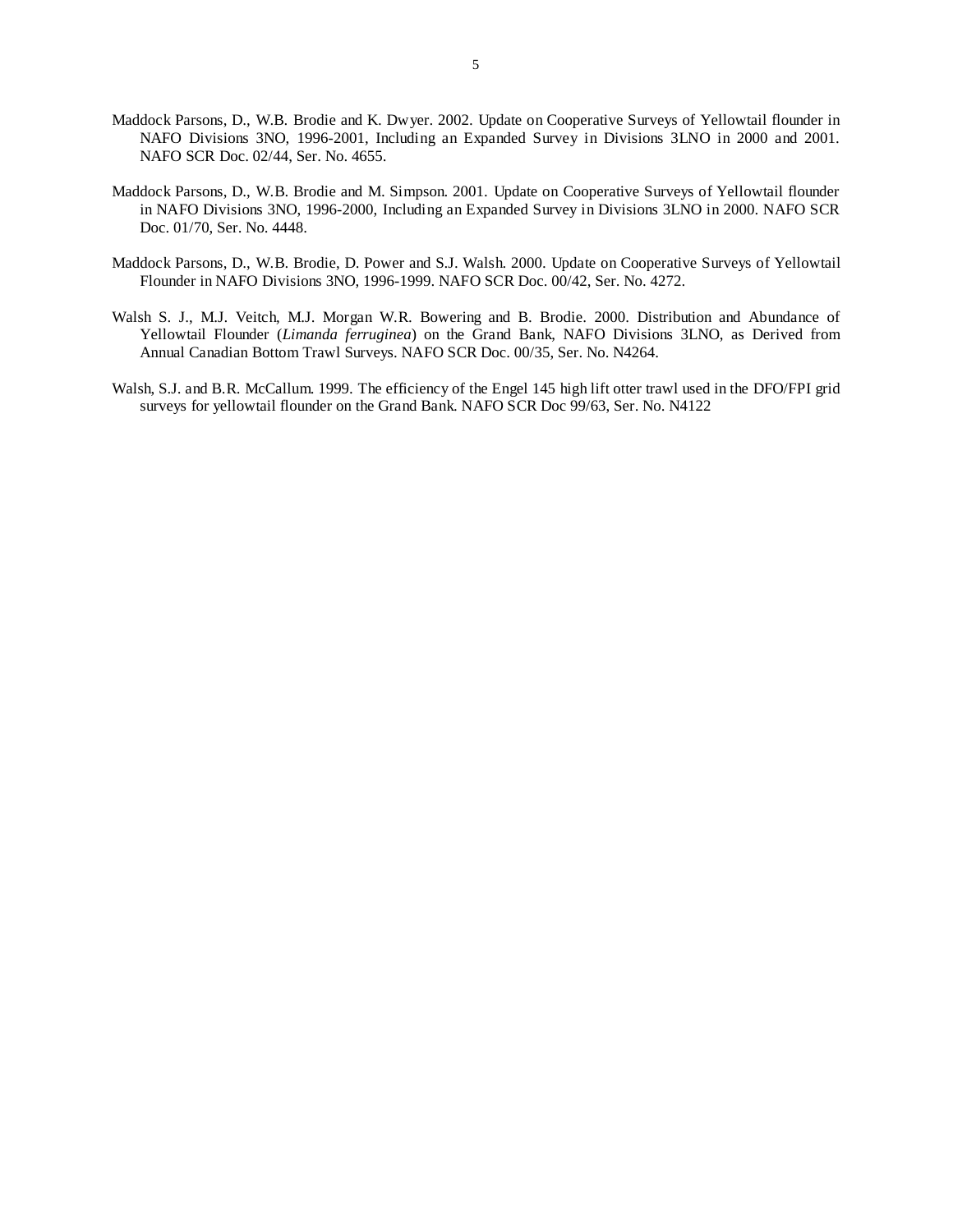Maddock Parsons, D., W.B. Brodie and K. Dwyer. 2002. Update on Cooperative Surveys of Yellowtail flounder in NAFO Divisions 3NO, 1996-2001, Including an Expanded Survey in Divisions 3LNO in 2000 and 2001. NAFO SCR Doc. 02/44, Ser. No. 4655.

Maddock Parsons, D., W.B. Brodie and M. Simpson. 2001. Update on Cooperative Surveys of Yellowtail flounder in NAFO Divisions 3NO, 1996-2000, Including an Expanded Survey in Divisions 3LNO in 2000. NAFO SCR Doc. 01/70, Ser. No. 4448.

Maddock Parsons, D., W.B. Brodie, D. Power and S.J. Walsh. 2000. Update on Cooperative Surveys of Yellowtail Flounder in NAFO Divisions 3NO, 1996-1999. NAFO SCR Doc. 00/42, Ser. No. 4272.

Walsh S. J., M.J. Veitch, M.J. Morgan W.R. Bowering and B. Brodie. 2000. Distribution and Abundance of Yellowtail Flounder (*Limanda ferruginea*) on the Grand Bank, NAFO Divisions 3LNO, as Derived from Annual Canadian Bottom Trawl Surveys. NAFO SCR Doc. 00/35, Ser. No. N4264.

Walsh, S.J. and B.R. McCallum. 1999. The efficiency of the Engel 145 high lift otter trawl used in the DFO/FPI grid surveys for yellowtail flounder on the Grand Bank. NAFO SCR Doc 99/63, Ser. No. N4122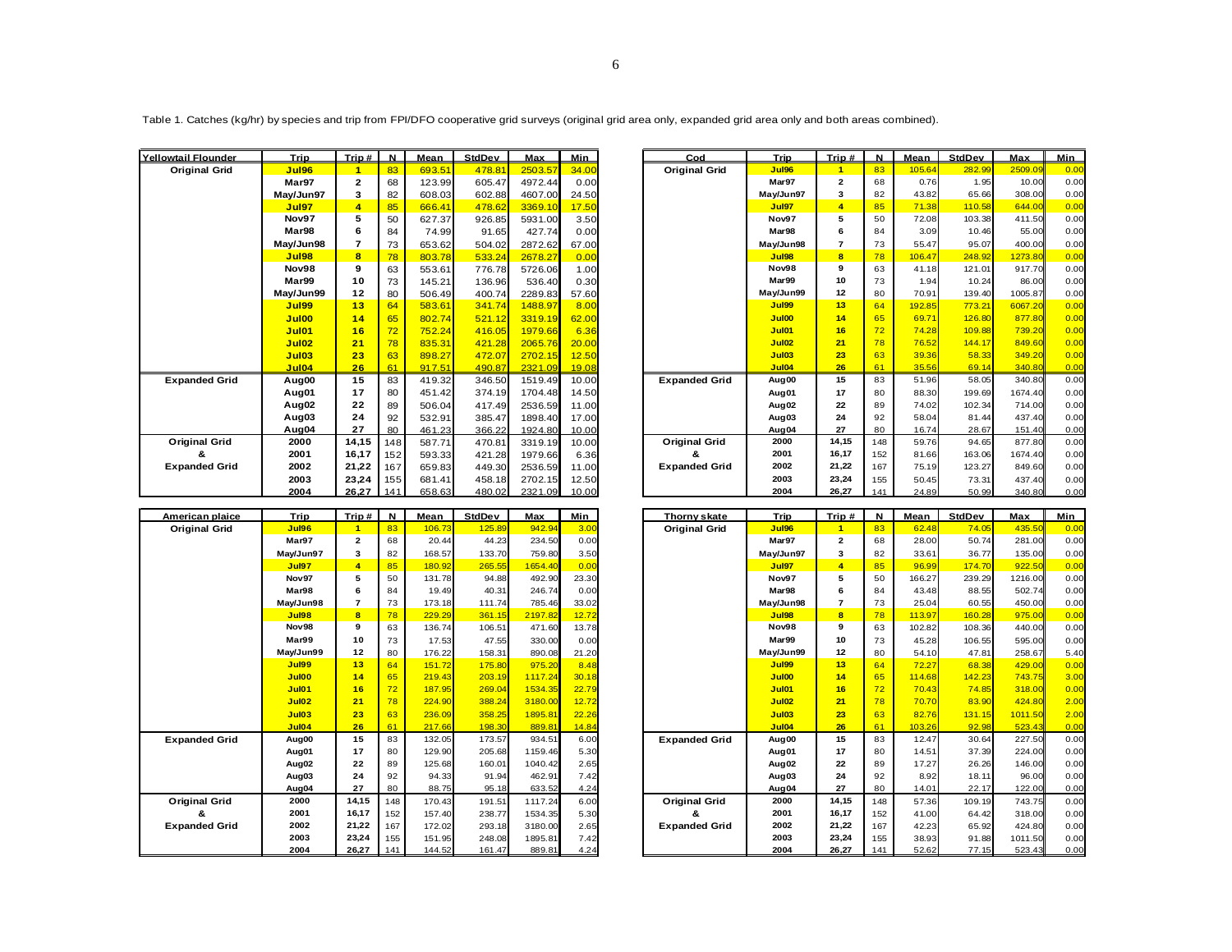Table 1. Catches (kg/hr) by species and trip from FPI/DFO cooperative grid surveys (original grid area only, expanded grid area only and both areas combined).

| Yellowtail Flounder | Trip | Trip # | N | Mean | StdDev | Max | Min |
|---|---|---|---|---|---|---|---|
| Original Grid | Jul96 | 1 | 83 | 693.51 | 478.81 | 2503.57 | 34.00 |
| | Mar97 | 2 | 68 | 123.99 | 605.47 | 4972.44 | 0.00 |
| | May/Jun97 | 3 | 82 | 608.03 | 602.88 | 4607.00 | 24.50 |
| | Jul97 | 4 | 85 | 666.41 | 478.62 | 3369.10 | 17.50 |
| | Nov97 | 5 | 50 | 627.37 | 926.85 | 5931.00 | 3.50 |
| | Mar98 | 6 | 84 | 74.99 | 91.65 | 427.74 | 0.00 |
| | May/Jun98 | 7 | 73 | 653.62 | 504.02 | 2872.62 | 67.00 |
| | Jul98 | 8 | 78 | 803.78 | 533.24 | 2678.27 | 0.00 |
| | Nov98 | 9 | 63 | 553.61 | 776.78 | 5726.06 | 1.00 |
| | Mar99 | 10 | 73 | 145.21 | 136.96 | 536.40 | 0.30 |
| | May/Jun99 | 12 | 80 | 506.49 | 400.74 | 2289.83 | 57.60 |
| | Jul99 | 13 | 64 | 583.61 | 341.74 | 1488.97 | 8.00 |
| | Jul00 | 14 | 65 | 802.74 | 521.12 | 3319.19 | 62.00 |
| | Jul01 | 16 | 72 | 752.24 | 416.05 | 1979.66 | 6.36 |
| | Jul02 | 21 | 78 | 835.31 | 421.28 | 2065.76 | 20.00 |
| | Jul03 | 23 | 63 | 898.27 | 472.07 | 2702.15 | 12.50 |
| | Jul04 | 26 | 61 | 917.51 | 490.87 | 2321.09 | 19.08 |
| Expanded Grid | Aug00 | 15 | 83 | 419.32 | 346.50 | 1519.49 | 10.00 |
| | Aug01 | 17 | 80 | 451.42 | 374.19 | 1704.48 | 14.50 |
| | Aug02 | 22 | 89 | 506.04 | 417.49 | 2536.59 | 11.00 |
| | Aug03 | 24 | 92 | 532.91 | 385.47 | 1898.40 | 17.00 |
| | Aug04 | 27 | 80 | 461.23 | 366.22 | 1924.80 | 10.00 |
| Original Grid & Expanded Grid | 2000 | 14,15 | 148 | 587.71 | 470.81 | 3319.19 | 10.00 |
| | 2001 | 16,17 | 152 | 593.33 | 421.28 | 1979.66 | 6.36 |
| | 2002 | 21,22 | 167 | 659.83 | 449.30 | 2536.59 | 11.00 |
| | 2003 | 23,24 | 155 | 681.41 | 458.18 | 2702.15 | 12.50 |
| | 2004 | 26,27 | 141 | 658.63 | 480.02 | 2321.09 | 10.00 |

| Cod | Trip | Trip # | N | Mean | StdDev | Max | Min |
|---|---|---|---|---|---|---|---|
| Original Grid | Jul96 | 1 | 83 | 105.64 | 282.99 | 2509.09 | 0.00 |
| | Mar97 | 2 | 68 | 0.76 | 1.95 | 10.00 | 0.00 |
| | May/Jun97 | 3 | 82 | 43.82 | 65.66 | 308.00 | 0.00 |
| | Jul97 | 4 | 85 | 71.38 | 110.58 | 644.00 | 0.00 |
| | Nov97 | 5 | 50 | 72.08 | 103.38 | 411.50 | 0.00 |
| | Mar98 | 6 | 84 | 3.09 | 10.46 | 55.00 | 0.00 |
| | May/Jun98 | 7 | 73 | 55.47 | 95.07 | 400.00 | 0.00 |
| | Jul98 | 8 | 78 | 106.47 | 248.92 | 1273.80 | 0.00 |
| | Nov98 | 9 | 63 | 41.18 | 121.01 | 917.70 | 0.00 |
| | Mar99 | 10 | 73 | 1.94 | 10.24 | 86.00 | 0.00 |
| | May/Jun99 | 12 | 80 | 70.91 | 139.40 | 1005.87 | 0.00 |
| | Jul99 | 13 | 64 | 192.85 | 773.21 | 6067.20 | 0.00 |
| | Jul00 | 14 | 65 | 69.71 | 126.80 | 877.80 | 0.00 |
| | Jul01 | 16 | 72 | 74.28 | 109.88 | 739.20 | 0.00 |
| | Jul02 | 21 | 78 | 76.52 | 144.17 | 849.60 | 0.00 |
| | Jul03 | 23 | 63 | 39.36 | 58.33 | 349.20 | 0.00 |
| | Jul04 | 26 | 61 | 35.56 | 69.14 | 340.80 | 0.00 |
| Expanded Grid | Aug00 | 15 | 83 | 51.96 | 58.05 | 340.80 | 0.00 |
| | Aug01 | 17 | 80 | 88.30 | 199.69 | 1674.40 | 0.00 |
| | Aug02 | 22 | 89 | 74.02 | 102.34 | 714.00 | 0.00 |
| | Aug03 | 24 | 92 | 58.04 | 81.44 | 437.40 | 0.00 |
| | Aug04 | 27 | 80 | 16.74 | 28.67 | 151.40 | 0.00 |
| Original Grid & Expanded Grid | 2000 | 14,15 | 148 | 59.76 | 94.65 | 877.80 | 0.00 |
| | 2001 | 16,17 | 152 | 81.66 | 163.06 | 1674.40 | 0.00 |
| | 2002 | 21,22 | 167 | 75.19 | 123.27 | 849.60 | 0.00 |
| | 2003 | 23,24 | 155 | 50.45 | 73.31 | 437.40 | 0.00 |
| | 2004 | 26,27 | 141 | 24.89 | 50.99 | 340.80 | 0.00 |

| American plaice | Trip | Trip # | N | Mean | StdDev | Max | Min |
|---|---|---|---|---|---|---|---|
| Original Grid | Jul96 | 1 | 83 | 106.73 | 125.89 | 942.94 | 3.00 |
| | Mar97 | 2 | 68 | 20.44 | 44.23 | 234.50 | 0.00 |
| | May/Jun97 | 3 | 82 | 168.57 | 133.70 | 759.80 | 3.50 |
| | Jul97 | 4 | 85 | 180.92 | 265.55 | 1654.40 | 0.00 |
| | Nov97 | 5 | 50 | 131.78 | 94.88 | 492.90 | 23.30 |
| | Mar98 | 6 | 84 | 19.49 | 40.31 | 246.74 | 0.00 |
| | May/Jun98 | 7 | 73 | 173.18 | 111.74 | 785.46 | 33.02 |
| | Jul98 | 8 | 78 | 229.29 | 361.15 | 2197.82 | 12.72 |
| | Nov98 | 9 | 63 | 136.74 | 106.51 | 471.60 | 13.78 |
| | Mar99 | 10 | 73 | 17.53 | 47.55 | 330.00 | 0.00 |
| | May/Jun99 | 12 | 80 | 176.22 | 158.31 | 890.08 | 21.20 |
| | Jul99 | 13 | 64 | 151.72 | 175.80 | 975.20 | 8.48 |
| | Jul00 | 14 | 65 | 219.43 | 203.19 | 1117.24 | 30.18 |
| | Jul01 | 16 | 72 | 187.95 | 269.04 | 1534.35 | 22.79 |
| | Jul02 | 21 | 78 | 224.90 | 388.24 | 3180.00 | 12.72 |
| | Jul03 | 23 | 63 | 236.09 | 358.25 | 1895.81 | 22.26 |
| | Jul04 | 26 | 61 | 217.66 | 198.30 | 889.81 | 14.84 |
| Expanded Grid | Aug00 | 15 | 83 | 132.05 | 173.57 | 934.51 | 6.00 |
| | Aug01 | 17 | 80 | 129.90 | 205.68 | 1159.46 | 5.30 |
| | Aug02 | 22 | 89 | 125.68 | 160.01 | 1040.42 | 2.65 |
| | Aug03 | 24 | 92 | 94.33 | 91.94 | 462.91 | 7.42 |
| | Aug04 | 27 | 80 | 88.75 | 95.18 | 633.52 | 4.24 |
| Original Grid & Expanded Grid | 2000 | 14,15 | 148 | 170.43 | 191.51 | 1117.24 | 6.00 |
| | 2001 | 16,17 | 152 | 157.40 | 238.77 | 1534.35 | 5.30 |
| | 2002 | 21,22 | 167 | 172.02 | 293.18 | 3180.00 | 2.65 |
| | 2003 | 23,24 | 155 | 151.95 | 248.08 | 1895.81 | 7.42 |
| | 2004 | 26,27 | 141 | 144.52 | 161.47 | 889.81 | 4.24 |

| Thorny skate | Trip | Trip # | N | Mean | StdDev | Max | Min |
|---|---|---|---|---|---|---|---|
| Original Grid | Jul96 | 1 | 83 | 62.48 | 74.05 | 435.50 | 0.00 |
| | Mar97 | 2 | 68 | 28.00 | 50.74 | 281.00 | 0.00 |
| | May/Jun97 | 3 | 82 | 33.61 | 36.77 | 135.00 | 0.00 |
| | Jul97 | 4 | 85 | 96.99 | 174.70 | 922.50 | 0.00 |
| | Nov97 | 5 | 50 | 166.27 | 239.29 | 1216.00 | 0.00 |
| | Mar98 | 6 | 84 | 43.48 | 88.55 | 502.74 | 0.00 |
| | May/Jun98 | 7 | 73 | 25.04 | 60.55 | 450.00 | 0.00 |
| | Jul98 | 8 | 78 | 113.97 | 160.28 | 975.00 | 0.00 |
| | Nov98 | 9 | 63 | 102.82 | 108.36 | 440.00 | 0.00 |
| | Mar99 | 10 | 73 | 45.28 | 106.55 | 595.00 | 0.00 |
| | May/Jun99 | 12 | 80 | 54.10 | 47.81 | 258.67 | 5.40 |
| | Jul99 | 13 | 64 | 72.27 | 68.38 | 429.00 | 0.00 |
| | Jul00 | 14 | 65 | 114.68 | 142.23 | 743.75 | 3.00 |
| | Jul01 | 16 | 72 | 70.43 | 74.85 | 318.00 | 0.00 |
| | Jul02 | 21 | 78 | 70.70 | 83.90 | 424.80 | 2.00 |
| | Jul03 | 23 | 63 | 82.76 | 131.15 | 1011.50 | 2.00 |
| | Jul04 | 26 | 61 | 103.26 | 92.98 | 523.43 | 0.00 |
| Expanded Grid | Aug00 | 15 | 83 | 12.47 | 30.64 | 227.50 | 0.00 |
| | Aug01 | 17 | 80 | 14.51 | 37.39 | 224.00 | 0.00 |
| | Aug02 | 22 | 89 | 17.27 | 26.26 | 146.00 | 0.00 |
| | Aug03 | 24 | 92 | 8.92 | 18.11 | 96.00 | 0.00 |
| | Aug04 | 27 | 80 | 14.01 | 22.17 | 122.00 | 0.00 |
| Original Grid & Expanded Grid | 2000 | 14,15 | 148 | 57.36 | 109.19 | 743.75 | 0.00 |
| | 2001 | 16,17 | 152 | 41.00 | 64.42 | 318.00 | 0.00 |
| | 2002 | 21,22 | 167 | 42.23 | 65.92 | 424.80 | 0.00 |
| | 2003 | 23,24 | 155 | 38.93 | 91.88 | 1011.50 | 0.00 |
| | 2004 | 26,27 | 141 | 52.62 | 77.15 | 523.43 | 0.00 |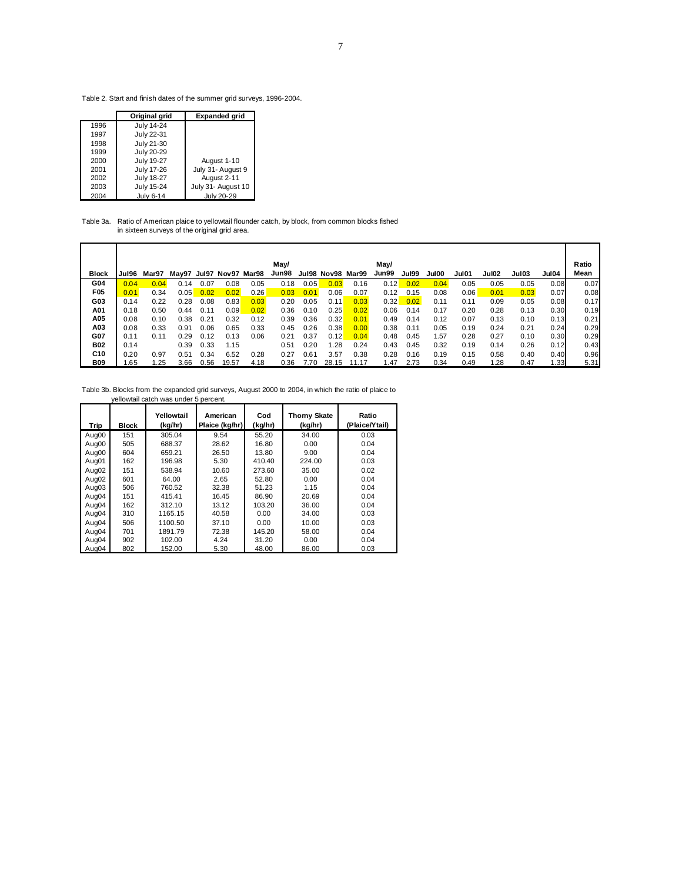Table 2. Start and finish dates of the summer grid surveys, 1996-2004.

| | Original grid | Expanded grid |
|---|---|---|
| 1996 | July 14-24 | |
| 1997 | July 22-31 | |
| 1998 | July 21-30 | |
| 1999 | July 20-29 | |
| 2000 | July 19-27 | August 1-10 |
| 2001 | July 17-26 | July 31- August 9 |
| 2002 | July 18-27 | August 2-11 |
| 2003 | July 15-24 | July 31- August 10 |
| 2004 | July 6-14 | July 20-29 |

Table 3a. Ratio of American plaice to yellowtail flounder catch, by block, from common blocks fished in sixteen surveys of the original grid area.

| Block | Jul96 | Mar97 | May97 | Jul97 | Nov97 | Mar98 | May/ Jun98 | Jul98 | Nov98 | Mar99 | May/ Jun99 | Jul99 | Jul00 | Jul01 | Jul02 | Jul03 | Jul04 | Ratio Mean |
|---|---|---|---|---|---|---|---|---|---|---|---|---|---|---|---|---|---|---|
| G04 | 0.04 | 0.04 | 0.14 | 0.07 | 0.08 | 0.05 | 0.18 | 0.05 | 0.03 | 0.16 | 0.12 | 0.02 | 0.04 | 0.05 | 0.05 | 0.05 | 0.08 | 0.07 |
| F05 | 0.01 | 0.34 | 0.05 | 0.02 | 0.02 | 0.26 | 0.03 | 0.01 | 0.06 | 0.07 | 0.12 | 0.15 | 0.08 | 0.06 | 0.01 | 0.03 | 0.07 | 0.08 |
| G03 | 0.14 | 0.22 | 0.28 | 0.08 | 0.83 | 0.03 | 0.20 | 0.05 | 0.11 | 0.03 | 0.32 | 0.02 | 0.11 | 0.11 | 0.09 | 0.05 | 0.08 | 0.17 |
| A01 | 0.18 | 0.50 | 0.44 | 0.11 | 0.09 | 0.02 | 0.36 | 0.10 | 0.25 | 0.02 | 0.06 | 0.14 | 0.17 | 0.20 | 0.28 | 0.13 | 0.30 | 0.19 |
| A05 | 0.08 | 0.10 | 0.38 | 0.21 | 0.32 | 0.12 | 0.39 | 0.36 | 0.32 | 0.01 | 0.49 | 0.14 | 0.12 | 0.07 | 0.13 | 0.10 | 0.13 | 0.21 |
| A03 | 0.08 | 0.33 | 0.91 | 0.06 | 0.65 | 0.33 | 0.45 | 0.26 | 0.38 | 0.00 | 0.38 | 0.11 | 0.05 | 0.19 | 0.24 | 0.21 | 0.24 | 0.29 |
| G07 | 0.11 | 0.11 | 0.29 | 0.12 | 0.13 | 0.06 | 0.21 | 0.37 | 0.12 | 0.04 | 0.48 | 0.45 | 1.57 | 0.28 | 0.27 | 0.10 | 0.30 | 0.29 |
| B02 | 0.14 | | 0.39 | 0.33 | 1.15 | | 0.51 | 0.20 | 1.28 | 0.24 | 0.43 | 0.45 | 0.32 | 0.19 | 0.14 | 0.26 | 0.12 | 0.43 |
| C10 | 0.20 | 0.97 | 0.51 | 0.34 | 6.52 | 0.28 | 0.27 | 0.61 | 3.57 | 0.38 | 0.28 | 0.16 | 0.19 | 0.15 | 0.58 | 0.40 | 0.40 | 0.96 |
| B09 | 1.65 | 1.25 | 3.66 | 0.56 | 19.57 | 4.18 | 0.36 | 7.70 | 28.15 | 11.17 | 1.47 | 2.73 | 0.34 | 0.49 | 1.28 | 0.47 | 1.33 | 5.31 |

Table 3b. Blocks from the expanded grid surveys, August 2000 to 2004, in which the ratio of plaice to yellowtail catch was under 5 percent.

| Trip | Block | Yellowtail (kg/hr) | American Plaice (kg/hr) | Cod (kg/hr) | Thorny Skate (kg/hr) | Ratio (Plaice/Ytail) |
|---|---|---|---|---|---|---|
| Aug00 | 151 | 305.04 | 9.54 | 55.20 | 34.00 | 0.03 |
| Aug00 | 505 | 688.37 | 28.62 | 16.80 | 0.00 | 0.04 |
| Aug00 | 604 | 659.21 | 26.50 | 13.80 | 9.00 | 0.04 |
| Aug01 | 162 | 196.98 | 5.30 | 410.40 | 224.00 | 0.03 |
| Aug02 | 151 | 538.94 | 10.60 | 273.60 | 35.00 | 0.02 |
| Aug02 | 601 | 64.00 | 2.65 | 52.80 | 0.00 | 0.04 |
| Aug03 | 506 | 760.52 | 32.38 | 51.23 | 1.15 | 0.04 |
| Aug04 | 151 | 415.41 | 16.45 | 86.90 | 20.69 | 0.04 |
| Aug04 | 162 | 312.10 | 13.12 | 103.20 | 36.00 | 0.04 |
| Aug04 | 310 | 1165.15 | 40.58 | 0.00 | 34.00 | 0.03 |
| Aug04 | 506 | 1100.50 | 37.10 | 0.00 | 10.00 | 0.03 |
| Aug04 | 701 | 1891.79 | 72.38 | 145.20 | 58.00 | 0.04 |
| Aug04 | 902 | 102.00 | 4.24 | 31.20 | 0.00 | 0.04 |
| Aug04 | 802 | 152.00 | 5.30 | 48.00 | 86.00 | 0.03 |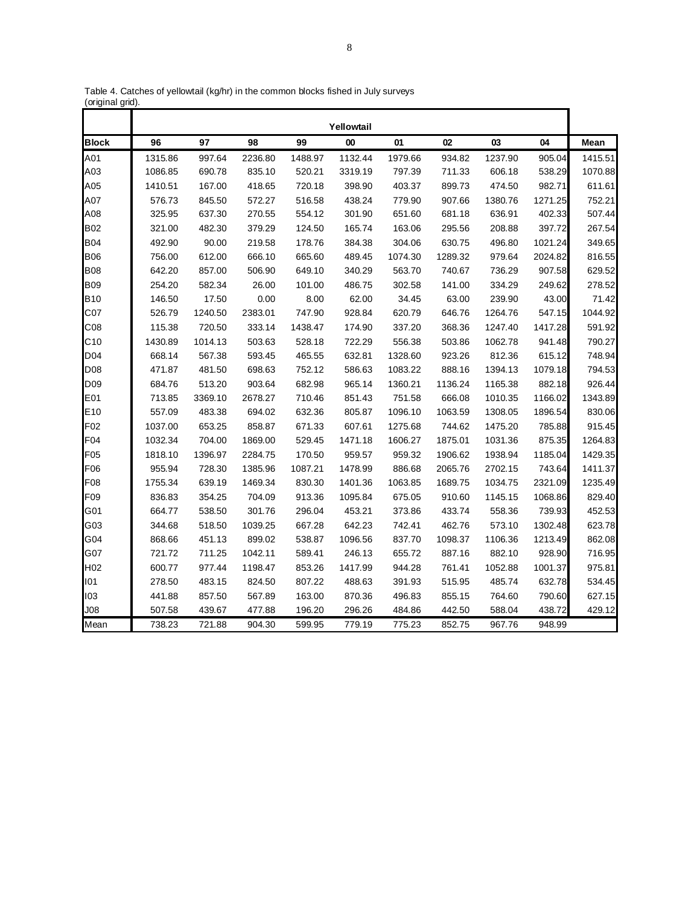Table 4. Catches of yellowtail (kg/hr) in the common blocks fished in July surveys (original grid).

| | Yellowtail | | | | | | | | | |
|---|---|---|---|---|---|---|---|---|---|---|
| **Block** | **96** | **97** | **98** | **99** | **00** | **01** | **02** | **03** | **04** | **Mean** |
| A01 | 1315.86 | 997.64 | 2236.80 | 1488.97 | 1132.44 | 1979.66 | 934.82 | 1237.90 | 905.04 | 1415.51 |
| A03 | 1086.85 | 690.78 | 835.10 | 520.21 | 3319.19 | 797.39 | 711.33 | 606.18 | 538.29 | 1070.88 |
| A05 | 1410.51 | 167.00 | 418.65 | 720.18 | 398.90 | 403.37 | 899.73 | 474.50 | 982.71 | 611.61 |
| A07 | 576.73 | 845.50 | 572.27 | 516.58 | 438.24 | 779.90 | 907.66 | 1380.76 | 1271.25 | 752.21 |
| A08 | 325.95 | 637.30 | 270.55 | 554.12 | 301.90 | 651.60 | 681.18 | 636.91 | 402.33 | 507.44 |
| B02 | 321.00 | 482.30 | 379.29 | 124.50 | 165.74 | 163.06 | 295.56 | 208.88 | 397.72 | 267.54 |
| B04 | 492.90 | 90.00 | 219.58 | 178.76 | 384.38 | 304.06 | 630.75 | 496.80 | 1021.24 | 349.65 |
| B06 | 756.00 | 612.00 | 666.10 | 665.60 | 489.45 | 1074.30 | 1289.32 | 979.64 | 2024.82 | 816.55 |
| B08 | 642.20 | 857.00 | 506.90 | 649.10 | 340.29 | 563.70 | 740.67 | 736.29 | 907.58 | 629.52 |
| B09 | 254.20 | 582.34 | 26.00 | 101.00 | 486.75 | 302.58 | 141.00 | 334.29 | 249.62 | 278.52 |
| B10 | 146.50 | 17.50 | 0.00 | 8.00 | 62.00 | 34.45 | 63.00 | 239.90 | 43.00 | 71.42 |
| C07 | 526.79 | 1240.50 | 2383.01 | 747.90 | 928.84 | 620.79 | 646.76 | 1264.76 | 547.15 | 1044.92 |
| C08 | 115.38 | 720.50 | 333.14 | 1438.47 | 174.90 | 337.20 | 368.36 | 1247.40 | 1417.28 | 591.92 |
| C10 | 1430.89 | 1014.13 | 503.63 | 528.18 | 722.29 | 556.38 | 503.86 | 1062.78 | 941.48 | 790.27 |
| D04 | 668.14 | 567.38 | 593.45 | 465.55 | 632.81 | 1328.60 | 923.26 | 812.36 | 615.12 | 748.94 |
| D08 | 471.87 | 481.50 | 698.63 | 752.12 | 586.63 | 1083.22 | 888.16 | 1394.13 | 1079.18 | 794.53 |
| D09 | 684.76 | 513.20 | 903.64 | 682.98 | 965.14 | 1360.21 | 1136.24 | 1165.38 | 882.18 | 926.44 |
| E01 | 713.85 | 3369.10 | 2678.27 | 710.46 | 851.43 | 751.58 | 666.08 | 1010.35 | 1166.02 | 1343.89 |
| E10 | 557.09 | 483.38 | 694.02 | 632.36 | 805.87 | 1096.10 | 1063.59 | 1308.05 | 1896.54 | 830.06 |
| F02 | 1037.00 | 653.25 | 858.87 | 671.33 | 607.61 | 1275.68 | 744.62 | 1475.20 | 785.88 | 915.45 |
| F04 | 1032.34 | 704.00 | 1869.00 | 529.45 | 1471.18 | 1606.27 | 1875.01 | 1031.36 | 875.35 | 1264.83 |
| F05 | 1818.10 | 1396.97 | 2284.75 | 170.50 | 959.57 | 959.32 | 1906.62 | 1938.94 | 1185.04 | 1429.35 |
| F06 | 955.94 | 728.30 | 1385.96 | 1087.21 | 1478.99 | 886.68 | 2065.76 | 2702.15 | 743.64 | 1411.37 |
| F08 | 1755.34 | 639.19 | 1469.34 | 830.30 | 1401.36 | 1063.85 | 1689.75 | 1034.75 | 2321.09 | 1235.49 |
| F09 | 836.83 | 354.25 | 704.09 | 913.36 | 1095.84 | 675.05 | 910.60 | 1145.15 | 1068.86 | 829.40 |
| G01 | 664.77 | 538.50 | 301.76 | 296.04 | 453.21 | 373.86 | 433.74 | 558.36 | 739.93 | 452.53 |
| G03 | 344.68 | 518.50 | 1039.25 | 667.28 | 642.23 | 742.41 | 462.76 | 573.10 | 1302.48 | 623.78 |
| G04 | 868.66 | 451.13 | 899.02 | 538.87 | 1096.56 | 837.70 | 1098.37 | 1106.36 | 1213.49 | 862.08 |
| G07 | 721.72 | 711.25 | 1042.11 | 589.41 | 246.13 | 655.72 | 887.16 | 882.10 | 928.90 | 716.95 |
| H02 | 600.77 | 977.44 | 1198.47 | 853.26 | 1417.99 | 944.28 | 761.41 | 1052.88 | 1001.37 | 975.81 |
| I01 | 278.50 | 483.15 | 824.50 | 807.22 | 488.63 | 391.93 | 515.95 | 485.74 | 632.78 | 534.45 |
| I03 | 441.88 | 857.50 | 567.89 | 163.00 | 870.36 | 496.83 | 855.15 | 764.60 | 790.60 | 627.15 |
| J08 | 507.58 | 439.67 | 477.88 | 196.20 | 296.26 | 484.86 | 442.50 | 588.04 | 438.72 | 429.12 |
| Mean | 738.23 | 721.88 | 904.30 | 599.95 | 779.19 | 775.23 | 852.75 | 967.76 | 948.99 | |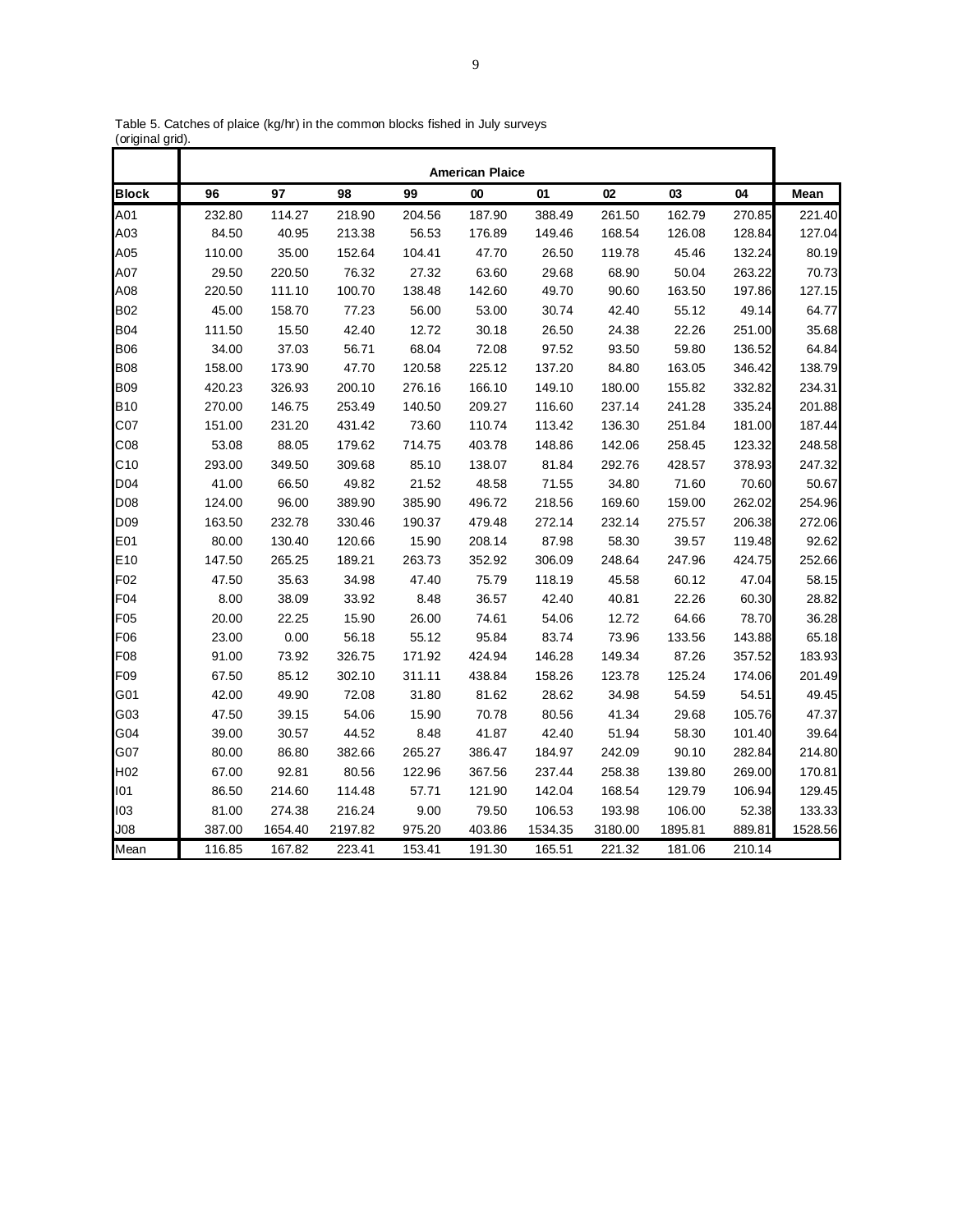Table 5. Catches of plaice (kg/hr) in the common blocks fished in July surveys (original grid).

| | American Plaice | | | | | | | | | |
|---|---|---|---|---|---|---|---|---|---|---|
| **Block** | **96** | **97** | **98** | **99** | **00** | **01** | **02** | **03** | **04** | **Mean** |
| A01 | 232.80 | 114.27 | 218.90 | 204.56 | 187.90 | 388.49 | 261.50 | 162.79 | 270.85 | 221.40 |
| A03 | 84.50 | 40.95 | 213.38 | 56.53 | 176.89 | 149.46 | 168.54 | 126.08 | 128.84 | 127.04 |
| A05 | 110.00 | 35.00 | 152.64 | 104.41 | 47.70 | 26.50 | 119.78 | 45.46 | 132.24 | 80.19 |
| A07 | 29.50 | 220.50 | 76.32 | 27.32 | 63.60 | 29.68 | 68.90 | 50.04 | 263.22 | 70.73 |
| A08 | 220.50 | 111.10 | 100.70 | 138.48 | 142.60 | 49.70 | 90.60 | 163.50 | 197.86 | 127.15 |
| B02 | 45.00 | 158.70 | 77.23 | 56.00 | 53.00 | 30.74 | 42.40 | 55.12 | 49.14 | 64.77 |
| B04 | 111.50 | 15.50 | 42.40 | 12.72 | 30.18 | 26.50 | 24.38 | 22.26 | 251.00 | 35.68 |
| B06 | 34.00 | 37.03 | 56.71 | 68.04 | 72.08 | 97.52 | 93.50 | 59.80 | 136.52 | 64.84 |
| B08 | 158.00 | 173.90 | 47.70 | 120.58 | 225.12 | 137.20 | 84.80 | 163.05 | 346.42 | 138.79 |
| B09 | 420.23 | 326.93 | 200.10 | 276.16 | 166.10 | 149.10 | 180.00 | 155.82 | 332.82 | 234.31 |
| B10 | 270.00 | 146.75 | 253.49 | 140.50 | 209.27 | 116.60 | 237.14 | 241.28 | 335.24 | 201.88 |
| C07 | 151.00 | 231.20 | 431.42 | 73.60 | 110.74 | 113.42 | 136.30 | 251.84 | 181.00 | 187.44 |
| C08 | 53.08 | 88.05 | 179.62 | 714.75 | 403.78 | 148.86 | 142.06 | 258.45 | 123.32 | 248.58 |
| C10 | 293.00 | 349.50 | 309.68 | 85.10 | 138.07 | 81.84 | 292.76 | 428.57 | 378.93 | 247.32 |
| D04 | 41.00 | 66.50 | 49.82 | 21.52 | 48.58 | 71.55 | 34.80 | 71.60 | 70.60 | 50.67 |
| D08 | 124.00 | 96.00 | 389.90 | 385.90 | 496.72 | 218.56 | 169.60 | 159.00 | 262.02 | 254.96 |
| D09 | 163.50 | 232.78 | 330.46 | 190.37 | 479.48 | 272.14 | 232.14 | 275.57 | 206.38 | 272.06 |
| E01 | 80.00 | 130.40 | 120.66 | 15.90 | 208.14 | 87.98 | 58.30 | 39.57 | 119.48 | 92.62 |
| E10 | 147.50 | 265.25 | 189.21 | 263.73 | 352.92 | 306.09 | 248.64 | 247.96 | 424.75 | 252.66 |
| F02 | 47.50 | 35.63 | 34.98 | 47.40 | 75.79 | 118.19 | 45.58 | 60.12 | 47.04 | 58.15 |
| F04 | 8.00 | 38.09 | 33.92 | 8.48 | 36.57 | 42.40 | 40.81 | 22.26 | 60.30 | 28.82 |
| F05 | 20.00 | 22.25 | 15.90 | 26.00 | 74.61 | 54.06 | 12.72 | 64.66 | 78.70 | 36.28 |
| F06 | 23.00 | 0.00 | 56.18 | 55.12 | 95.84 | 83.74 | 73.96 | 133.56 | 143.88 | 65.18 |
| F08 | 91.00 | 73.92 | 326.75 | 171.92 | 424.94 | 146.28 | 149.34 | 87.26 | 357.52 | 183.93 |
| F09 | 67.50 | 85.12 | 302.10 | 311.11 | 438.84 | 158.26 | 123.78 | 125.24 | 174.06 | 201.49 |
| G01 | 42.00 | 49.90 | 72.08 | 31.80 | 81.62 | 28.62 | 34.98 | 54.59 | 54.51 | 49.45 |
| G03 | 47.50 | 39.15 | 54.06 | 15.90 | 70.78 | 80.56 | 41.34 | 29.68 | 105.76 | 47.37 |
| G04 | 39.00 | 30.57 | 44.52 | 8.48 | 41.87 | 42.40 | 51.94 | 58.30 | 101.40 | 39.64 |
| G07 | 80.00 | 86.80 | 382.66 | 265.27 | 386.47 | 184.97 | 242.09 | 90.10 | 282.84 | 214.80 |
| H02 | 67.00 | 92.81 | 80.56 | 122.96 | 367.56 | 237.44 | 258.38 | 139.80 | 269.00 | 170.81 |
| I01 | 86.50 | 214.60 | 114.48 | 57.71 | 121.90 | 142.04 | 168.54 | 129.79 | 106.94 | 129.45 |
| I03 | 81.00 | 274.38 | 216.24 | 9.00 | 79.50 | 106.53 | 193.98 | 106.00 | 52.38 | 133.33 |
| J08 | 387.00 | 1654.40 | 2197.82 | 975.20 | 403.86 | 1534.35 | 3180.00 | 1895.81 | 889.81 | 1528.56 |
| Mean | 116.85 | 167.82 | 223.41 | 153.41 | 191.30 | 165.51 | 221.32 | 181.06 | 210.14 | |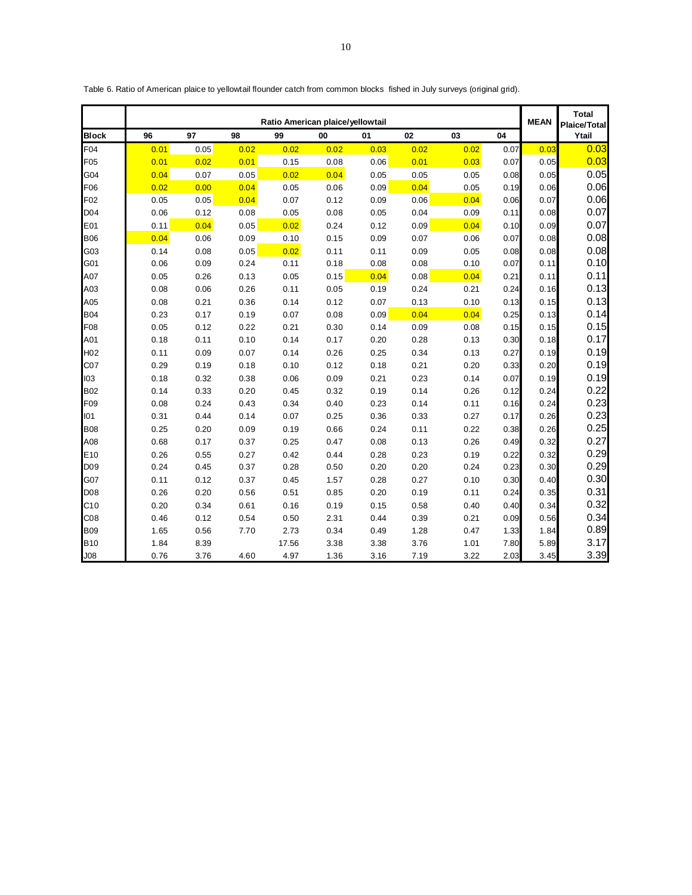Table 6. Ratio of American plaice to yellowtail flounder catch from common blocks fished in July surveys (original grid).

| | Ratio American plaice/yellowtail | | | | | | | | | MEAN | Total Plaice/Total |
|---|---|---|---|---|---|---|---|---|---|---|---|
| Block | 96 | 97 | 98 | 99 | 00 | 01 | 02 | 03 | 04 | | Ytail |
| F04 | 0.01 | 0.05 | 0.02 | 0.02 | 0.02 | 0.03 | 0.02 | 0.02 | 0.07 | 0.03 | 0.03 |
| F05 | 0.01 | 0.02 | 0.01 | 0.15 | 0.08 | 0.06 | 0.01 | 0.03 | 0.07 | 0.05 | 0.03 |
| G04 | 0.04 | 0.07 | 0.05 | 0.02 | 0.04 | 0.05 | 0.05 | 0.05 | 0.08 | 0.05 | 0.05 |
| F06 | 0.02 | 0.00 | 0.04 | 0.05 | 0.06 | 0.09 | 0.04 | 0.05 | 0.19 | 0.06 | 0.06 |
| F02 | 0.05 | 0.05 | 0.04 | 0.07 | 0.12 | 0.09 | 0.06 | 0.04 | 0.06 | 0.07 | 0.06 |
| D04 | 0.06 | 0.12 | 0.08 | 0.05 | 0.08 | 0.05 | 0.04 | 0.09 | 0.11 | 0.08 | 0.07 |
| E01 | 0.11 | 0.04 | 0.05 | 0.02 | 0.24 | 0.12 | 0.09 | 0.04 | 0.10 | 0.09 | 0.07 |
| B06 | 0.04 | 0.06 | 0.09 | 0.10 | 0.15 | 0.09 | 0.07 | 0.06 | 0.07 | 0.08 | 0.08 |
| G03 | 0.14 | 0.08 | 0.05 | 0.02 | 0.11 | 0.11 | 0.09 | 0.05 | 0.08 | 0.08 | 0.08 |
| G01 | 0.06 | 0.09 | 0.24 | 0.11 | 0.18 | 0.08 | 0.08 | 0.10 | 0.07 | 0.11 | 0.10 |
| A07 | 0.05 | 0.26 | 0.13 | 0.05 | 0.15 | 0.04 | 0.08 | 0.04 | 0.21 | 0.11 | 0.11 |
| A03 | 0.08 | 0.06 | 0.26 | 0.11 | 0.05 | 0.19 | 0.24 | 0.21 | 0.24 | 0.16 | 0.13 |
| A05 | 0.08 | 0.21 | 0.36 | 0.14 | 0.12 | 0.07 | 0.13 | 0.10 | 0.13 | 0.15 | 0.13 |
| B04 | 0.23 | 0.17 | 0.19 | 0.07 | 0.08 | 0.09 | 0.04 | 0.04 | 0.25 | 0.13 | 0.14 |
| F08 | 0.05 | 0.12 | 0.22 | 0.21 | 0.30 | 0.14 | 0.09 | 0.08 | 0.15 | 0.15 | 0.15 |
| A01 | 0.18 | 0.11 | 0.10 | 0.14 | 0.17 | 0.20 | 0.28 | 0.13 | 0.30 | 0.18 | 0.17 |
| H02 | 0.11 | 0.09 | 0.07 | 0.14 | 0.26 | 0.25 | 0.34 | 0.13 | 0.27 | 0.19 | 0.19 |
| C07 | 0.29 | 0.19 | 0.18 | 0.10 | 0.12 | 0.18 | 0.21 | 0.20 | 0.33 | 0.20 | 0.19 |
| I03 | 0.18 | 0.32 | 0.38 | 0.06 | 0.09 | 0.21 | 0.23 | 0.14 | 0.07 | 0.19 | 0.19 |
| B02 | 0.14 | 0.33 | 0.20 | 0.45 | 0.32 | 0.19 | 0.14 | 0.26 | 0.12 | 0.24 | 0.22 |
| F09 | 0.08 | 0.24 | 0.43 | 0.34 | 0.40 | 0.23 | 0.14 | 0.11 | 0.16 | 0.24 | 0.23 |
| I01 | 0.31 | 0.44 | 0.14 | 0.07 | 0.25 | 0.36 | 0.33 | 0.27 | 0.17 | 0.26 | 0.23 |
| B08 | 0.25 | 0.20 | 0.09 | 0.19 | 0.66 | 0.24 | 0.11 | 0.22 | 0.38 | 0.26 | 0.25 |
| A08 | 0.68 | 0.17 | 0.37 | 0.25 | 0.47 | 0.08 | 0.13 | 0.26 | 0.49 | 0.32 | 0.27 |
| E10 | 0.26 | 0.55 | 0.27 | 0.42 | 0.44 | 0.28 | 0.23 | 0.19 | 0.22 | 0.32 | 0.29 |
| D09 | 0.24 | 0.45 | 0.37 | 0.28 | 0.50 | 0.20 | 0.20 | 0.24 | 0.23 | 0.30 | 0.29 |
| G07 | 0.11 | 0.12 | 0.37 | 0.45 | 1.57 | 0.28 | 0.27 | 0.10 | 0.30 | 0.40 | 0.30 |
| D08 | 0.26 | 0.20 | 0.56 | 0.51 | 0.85 | 0.20 | 0.19 | 0.11 | 0.24 | 0.35 | 0.31 |
| C10 | 0.20 | 0.34 | 0.61 | 0.16 | 0.19 | 0.15 | 0.58 | 0.40 | 0.40 | 0.34 | 0.32 |
| C08 | 0.46 | 0.12 | 0.54 | 0.50 | 2.31 | 0.44 | 0.39 | 0.21 | 0.09 | 0.56 | 0.34 |
| B09 | 1.65 | 0.56 | 7.70 | 2.73 | 0.34 | 0.49 | 1.28 | 0.47 | 1.33 | 1.84 | 0.89 |
| B10 | 1.84 | 8.39 | | 17.56 | 3.38 | 3.38 | 3.76 | 1.01 | 7.80 | 5.89 | 3.17 |
| J08 | 0.76 | 3.76 | 4.60 | 4.97 | 1.36 | 3.16 | 7.19 | 3.22 | 2.03 | 3.45 | 3.39 |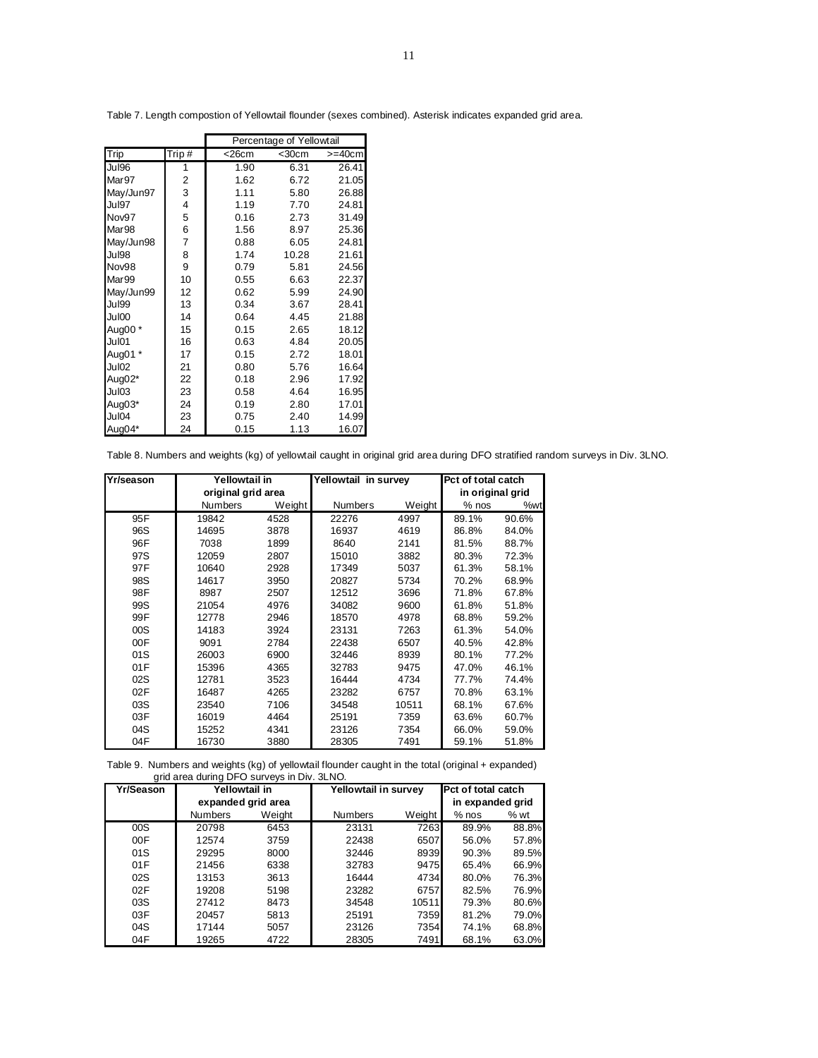Table 7. Length compostion of Yellowtail flounder (sexes combined). Asterisk indicates expanded grid area.

| Trip | Trip # | Percentage of Yellowtail <26cm | <30cm | >=40cm |
|---|---|---|---|---|
| Jul96 | 1 | 1.90 | 6.31 | 26.41 |
| Mar97 | 2 | 1.62 | 6.72 | 21.05 |
| May/Jun97 | 3 | 1.11 | 5.80 | 26.88 |
| Jul97 | 4 | 1.19 | 7.70 | 24.81 |
| Nov97 | 5 | 0.16 | 2.73 | 31.49 |
| Mar98 | 6 | 1.56 | 8.97 | 25.36 |
| May/Jun98 | 7 | 0.88 | 6.05 | 24.81 |
| Jul98 | 8 | 1.74 | 10.28 | 21.61 |
| Nov98 | 9 | 0.79 | 5.81 | 24.56 |
| Mar99 | 10 | 0.55 | 6.63 | 22.37 |
| May/Jun99 | 12 | 0.62 | 5.99 | 24.90 |
| Jul99 | 13 | 0.34 | 3.67 | 28.41 |
| Jul00 | 14 | 0.64 | 4.45 | 21.88 |
| Aug00 * | 15 | 0.15 | 2.65 | 18.12 |
| Jul01 | 16 | 0.63 | 4.84 | 20.05 |
| Aug01 * | 17 | 0.15 | 2.72 | 18.01 |
| Jul02 | 21 | 0.80 | 5.76 | 16.64 |
| Aug02* | 22 | 0.18 | 2.96 | 17.92 |
| Jul03 | 23 | 0.58 | 4.64 | 16.95 |
| Aug03* | 24 | 0.19 | 2.80 | 17.01 |
| Jul04 | 23 | 0.75 | 2.40 | 14.99 |
| Aug04* | 24 | 0.15 | 1.13 | 16.07 |

Table 8. Numbers and weights (kg) of yellowtail caught in original grid area during DFO stratified random surveys in Div. 3LNO.

| Yr/season | Yellowtail in original grid area | | Yellowtail in survey | | Pct of total catch in original grid | |
|---|---|---|---|---|---|---|
| | Numbers | Weight | Numbers | Weight | % nos | %wt |
| 95F | 19842 | 4528 | 22276 | 4997 | 89.1% | 90.6% |
| 96S | 14695 | 3878 | 16937 | 4619 | 86.8% | 84.0% |
| 96F | 7038 | 1899 | 8640 | 2141 | 81.5% | 88.7% |
| 97S | 12059 | 2807 | 15010 | 3882 | 80.3% | 72.3% |
| 97F | 10640 | 2928 | 17349 | 5037 | 61.3% | 58.1% |
| 98S | 14617 | 3950 | 20827 | 5734 | 70.2% | 68.9% |
| 98F | 8987 | 2507 | 12512 | 3696 | 71.8% | 67.8% |
| 99S | 21054 | 4976 | 34082 | 9600 | 61.8% | 51.8% |
| 99F | 12778 | 2946 | 18570 | 4978 | 68.8% | 59.2% |
| 00S | 14183 | 3924 | 23131 | 7263 | 61.3% | 54.0% |
| 00F | 9091 | 2784 | 22438 | 6507 | 40.5% | 42.8% |
| 01S | 26003 | 6900 | 32446 | 8939 | 80.1% | 77.2% |
| 01F | 15396 | 4365 | 32783 | 9475 | 47.0% | 46.1% |
| 02S | 12781 | 3523 | 16444 | 4734 | 77.7% | 74.4% |
| 02F | 16487 | 4265 | 23282 | 6757 | 70.8% | 63.1% |
| 03S | 23540 | 7106 | 34548 | 10511 | 68.1% | 67.6% |
| 03F | 16019 | 4464 | 25191 | 7359 | 63.6% | 60.7% |
| 04S | 15252 | 4341 | 23126 | 7354 | 66.0% | 59.0% |
| 04F | 16730 | 3880 | 28305 | 7491 | 59.1% | 51.8% |

Table 9. Numbers and weights (kg) of yellowtail flounder caught in the total (original + expanded) grid area during DFO surveys in Div. 3LNO.

| Yr/Season | Yellowtail in expanded grid area | | Yellowtail in survey | | Pct of total catch in expanded grid | |
|---|---|---|---|---|---|---|
| | Numbers | Weight | Numbers | Weight | % nos | % wt |
| 00S | 20798 | 6453 | 23131 | 7263 | 89.9% | 88.8% |
| 00F | 12574 | 3759 | 22438 | 6507 | 56.0% | 57.8% |
| 01S | 29295 | 8000 | 32446 | 8939 | 90.3% | 89.5% |
| 01F | 21456 | 6338 | 32783 | 9475 | 65.4% | 66.9% |
| 02S | 13153 | 3613 | 16444 | 4734 | 80.0% | 76.3% |
| 02F | 19208 | 5198 | 23282 | 6757 | 82.5% | 76.9% |
| 03S | 27412 | 8473 | 34548 | 10511 | 79.3% | 80.6% |
| 03F | 20457 | 5813 | 25191 | 7359 | 81.2% | 79.0% |
| 04S | 17144 | 5057 | 23126 | 7354 | 74.1% | 68.8% |
| 04F | 19265 | 4722 | 28305 | 7491 | 68.1% | 63.0% |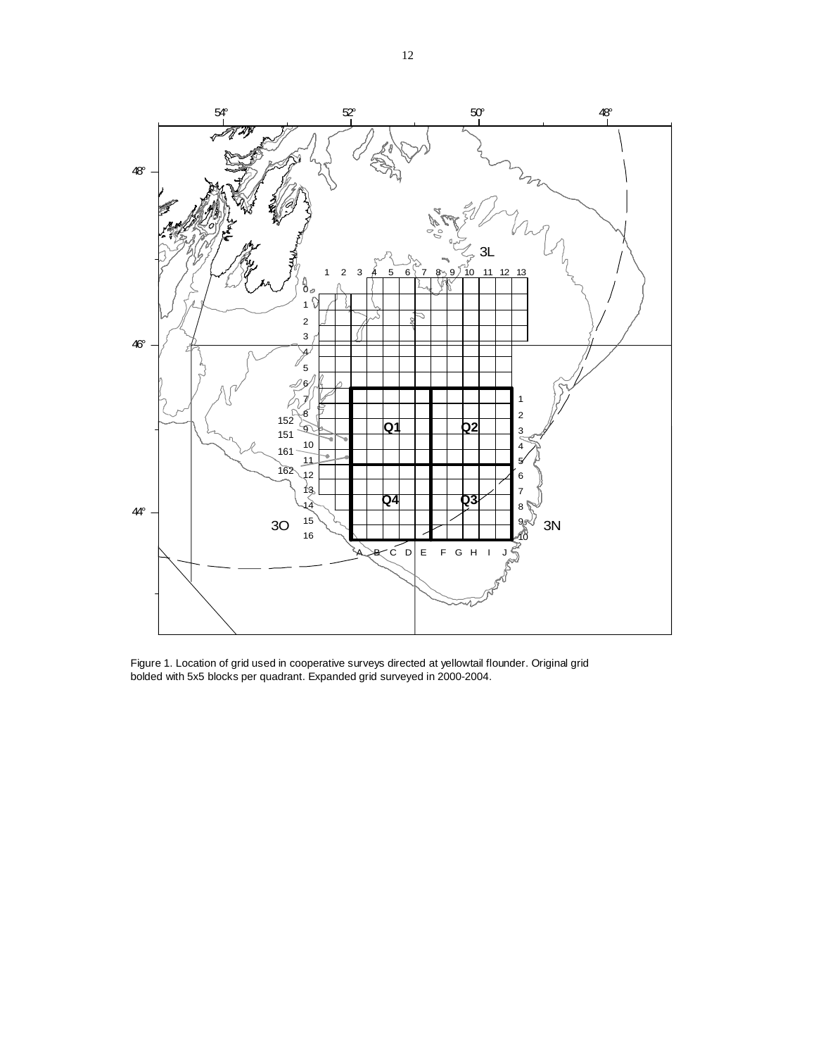Figure 1. Location of grid used in cooperative surveys directed at yellowtail flounder. Original grid bolded with 5x5 blocks per quadrant. Expanded grid surveyed in 2000-2004.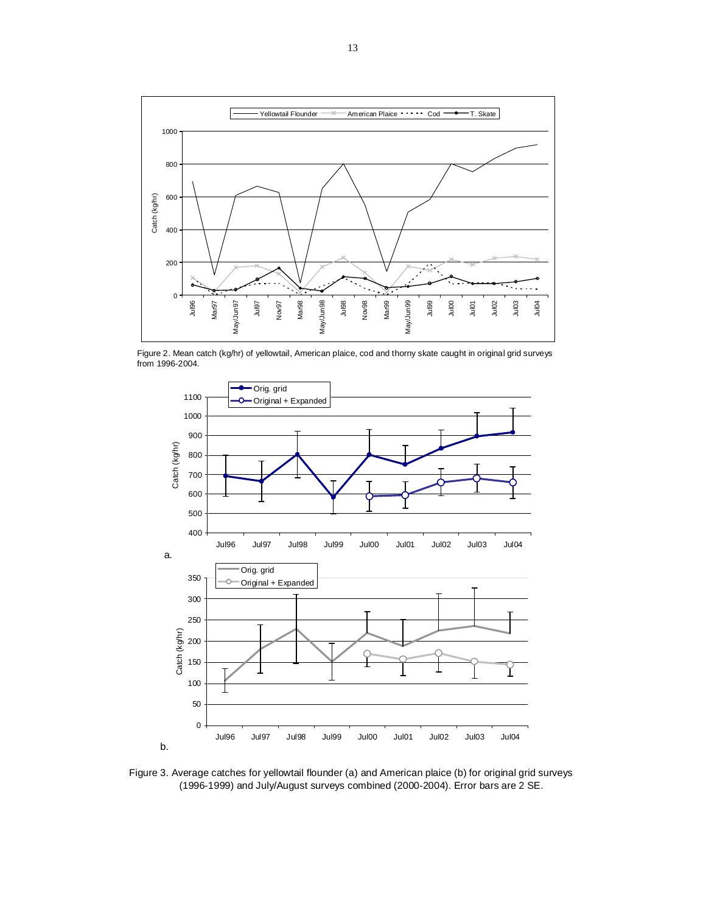Figure 2. Mean catch (kg/hr) of yellowtail, American plaice, cod and thorny skate caught in original grid surveys from 1996-2004.

Figure 3. Average catches for yellowtail flounder (a) and American plaice (b) for original grid surveys (1996-1999) and July/August surveys combined (2000-2004). Error bars are 2 SE.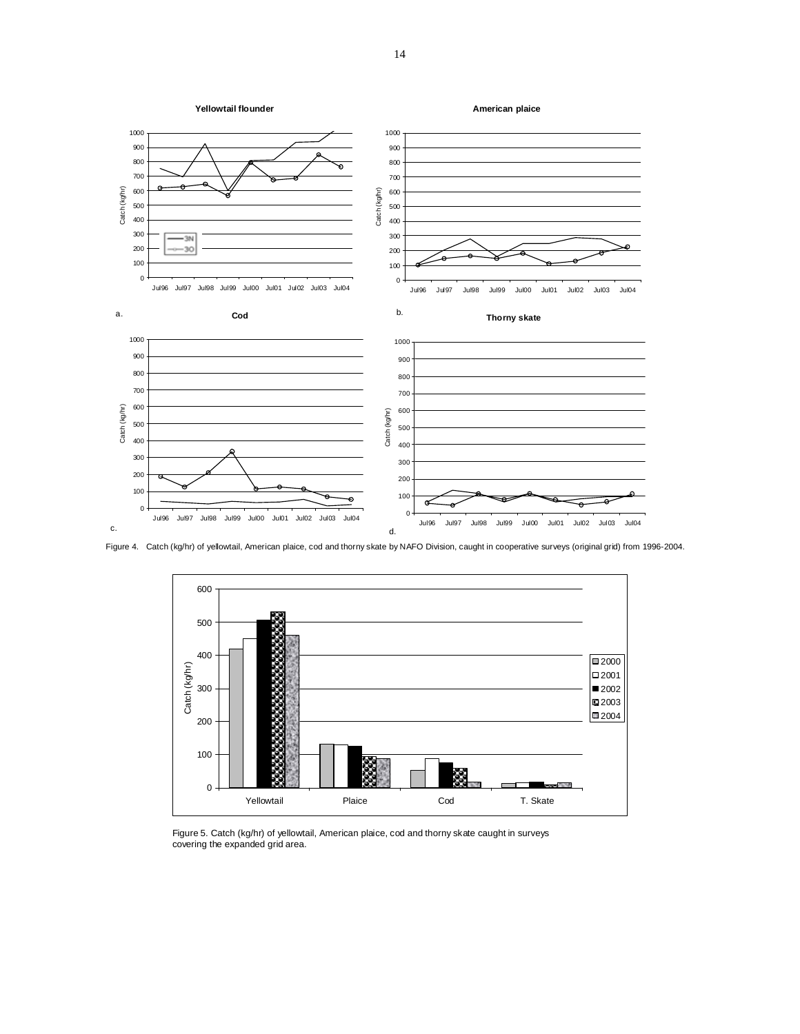Figure 4. Catch (kg/hr) of yellowtail, American plaice, cod and thorny skate by NAFO Division, caught in cooperative surveys (original grid) from 1996-2004.

Figure 5. Catch (kg/hr) of yellowtail, American plaice, cod and thorny skate caught in surveys covering the expanded grid area.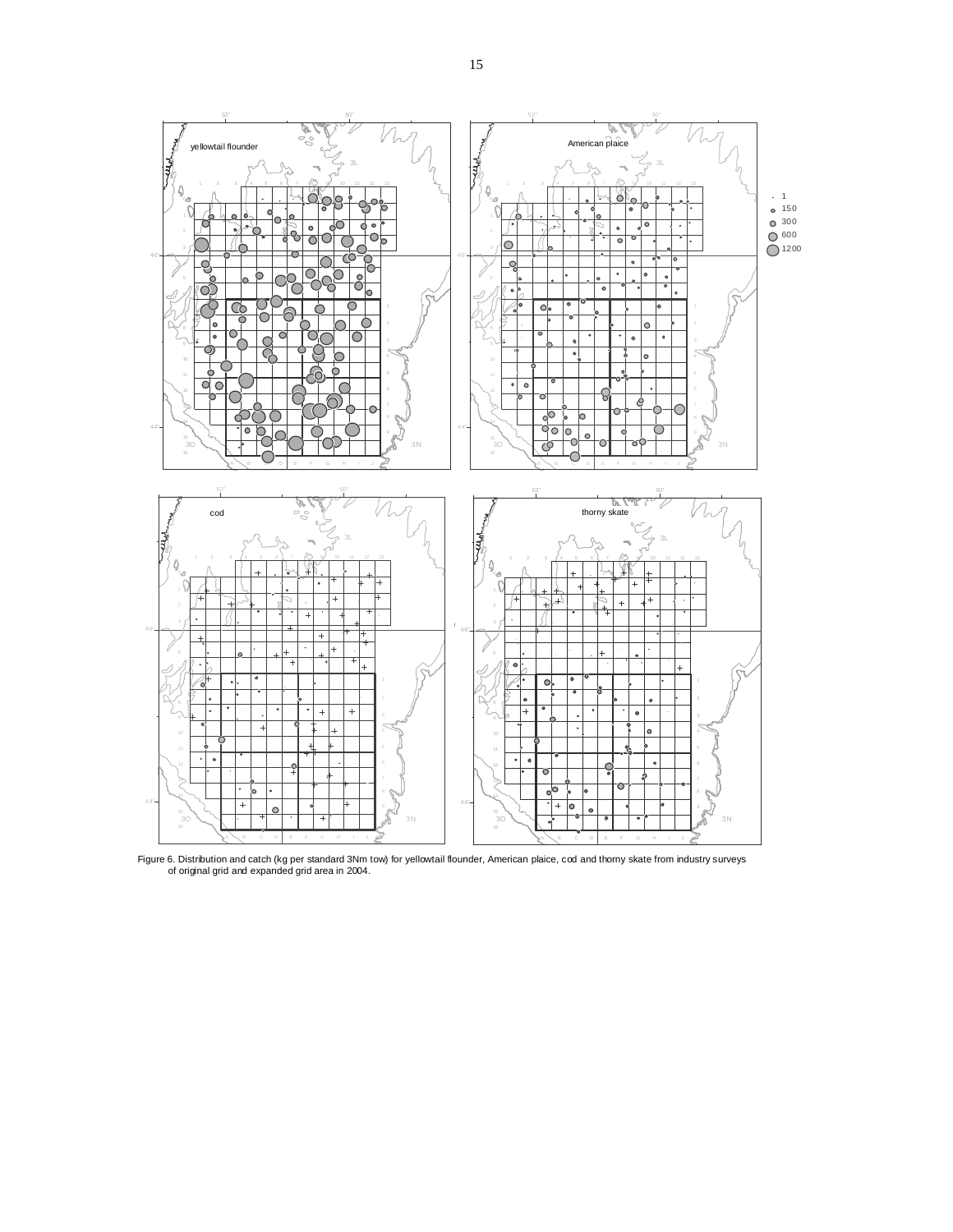Figure 6. Distribution and catch (kg per standard 3Nm tow) for yellowtail flounder, American plaice, cod and thorny skate from industry surveys of original grid and expanded grid area in 2004.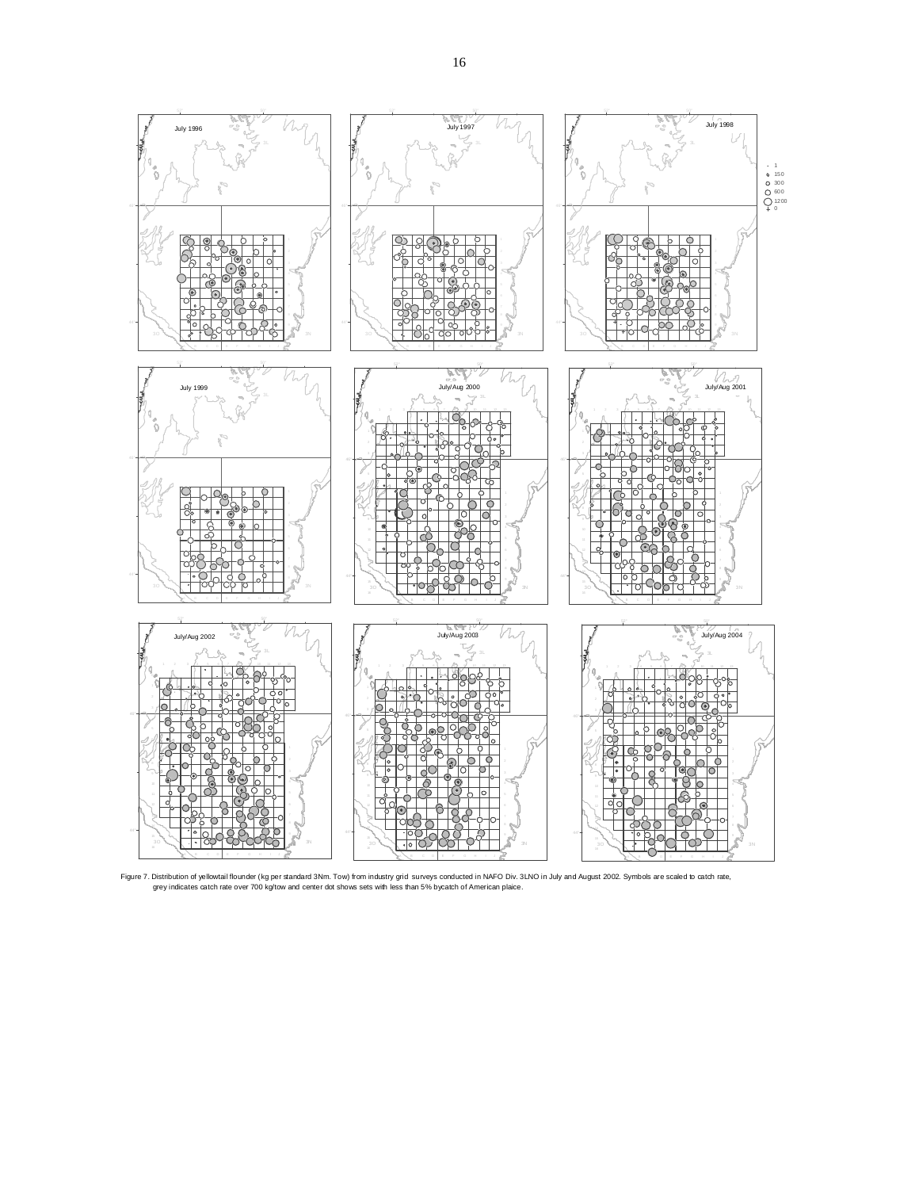Figure 7. Distribution of yellowtail flounder (kg per standard 3Nm. Tow) from industry grid surveys conducted in NAFO Div. 3LNO in July and August 2002. Symbols are scaled to catch rate, grey indicates catch rate over 700 kg/tow and center dot shows sets with less than 5% bycatch of American plaice.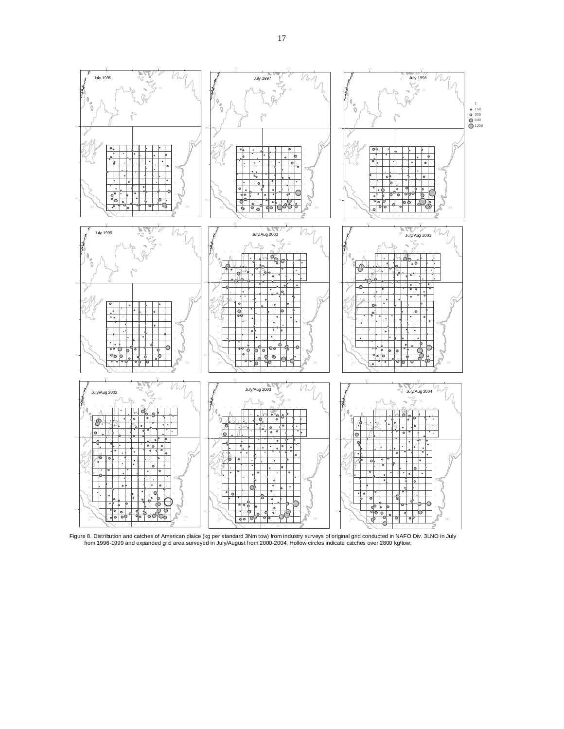Figure 8. Distribution and catches of American plaice (kg per standard 3Nm tow) from industry surveys of original grid conducted in NAFO Div. 3LNO in July from 1996-1999 and expanded grid area surveyed in July/August from 2000-2004. Hollow circles indicate catches over 2800 kg/tow.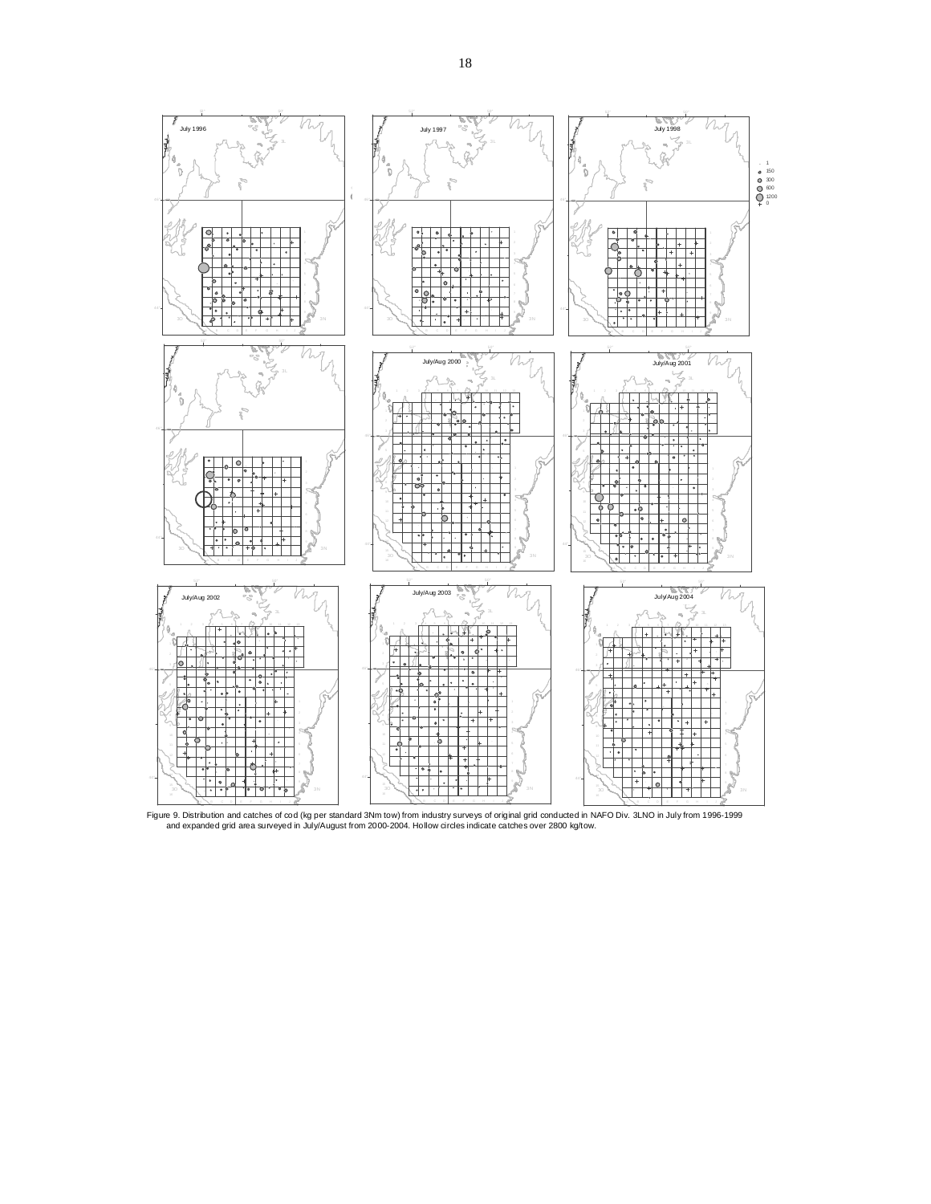Figure 9. Distribution and catches of cod (kg per standard 3Nm tow) from industry surveys of original grid conducted in NAFO Div. 3LNO in July from 1996-1999 and expanded grid area surveyed in July/August from 2000-2004. Hollow circles indicate catches over 2800 kg/tow.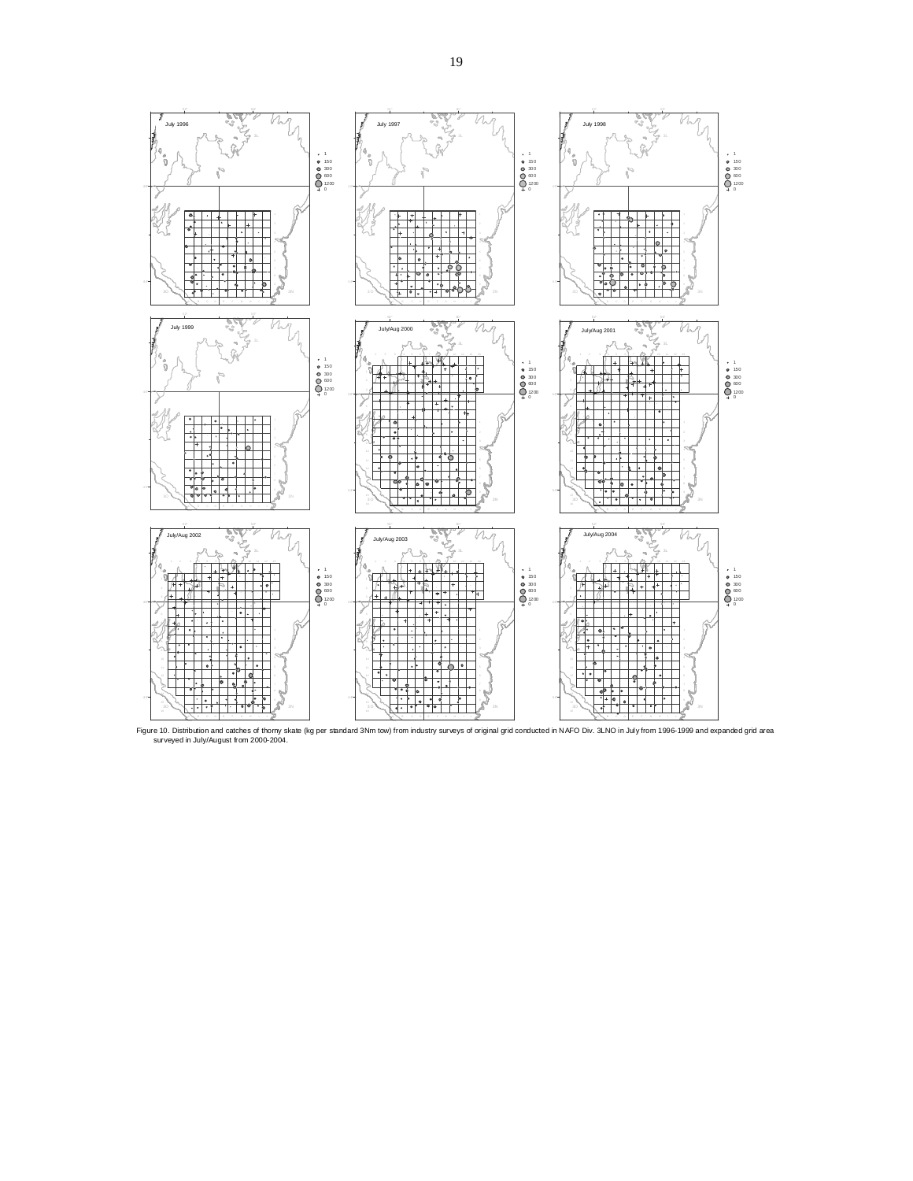Figure 10. Distribution and catches of thorny skate (kg per standard 3Nm tow) from industry surveys of original grid conducted in NAFO Div. 3LNO in July from 1996-1999 and expanded grid area surveyed in July/August from 2000-2004.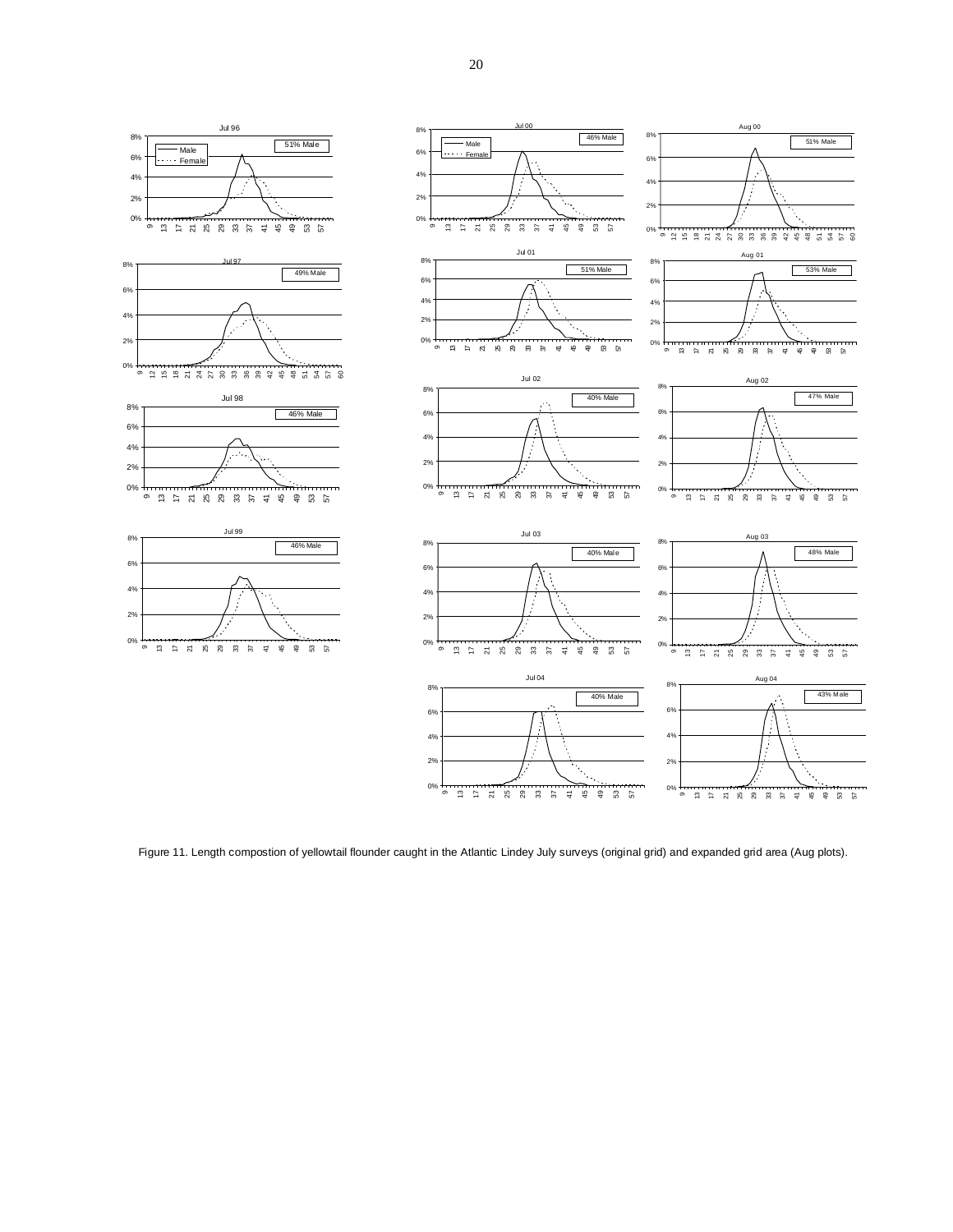Figure 11. Length compostion of yellowtail flounder caught in the Atlantic Lindey July surveys (original grid) and expanded grid area (Aug plots).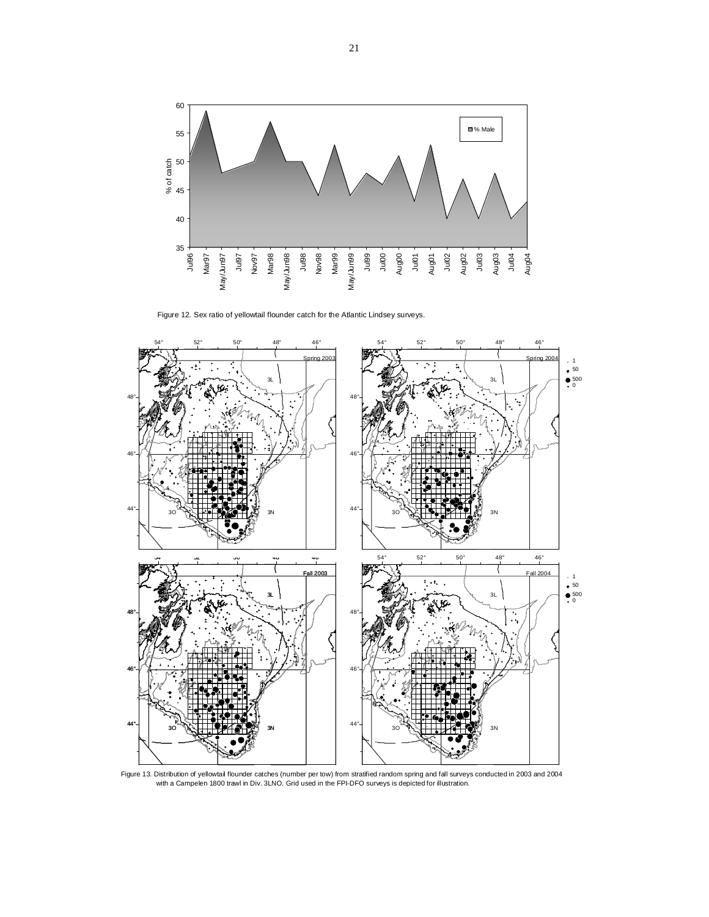Figure 12. Sex ratio of yellowtail flounder catch for the Atlantic Lindsey surveys.

Figure 13. Distribution of yellowtail flounder catches (number per tow) from stratified random spring and fall surveys conducted in 2003 and 2004 with a Campelen 1800 trawl in Div. 3LNO. Grid used in the FPI-DFO surveys is depicted for illustration.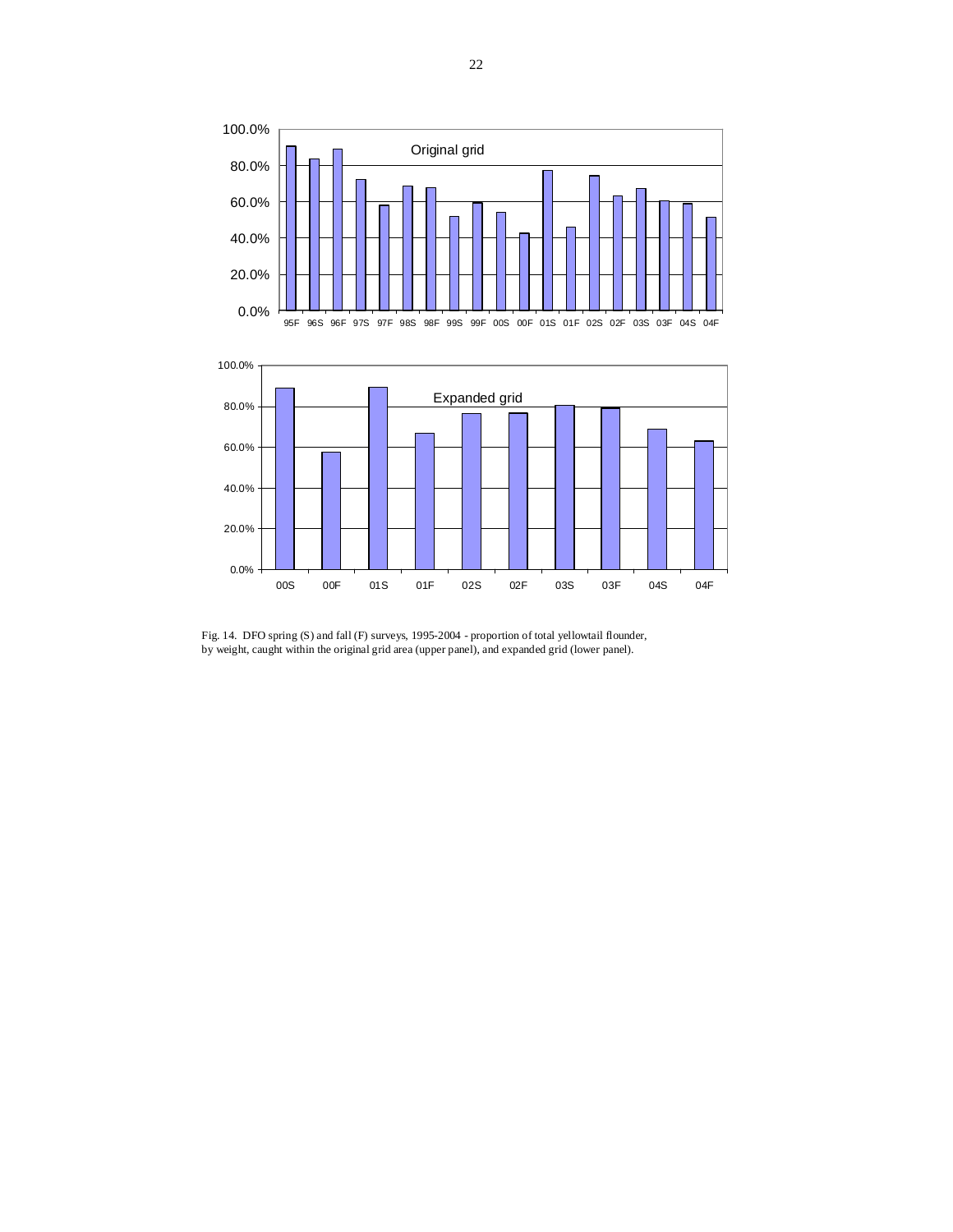Fig. 14. DFO spring (S) and fall (F) surveys, 1995-2004 - proportion of total yellowtail flounder, by weight, caught within the original grid area (upper panel), and expanded grid (lower panel).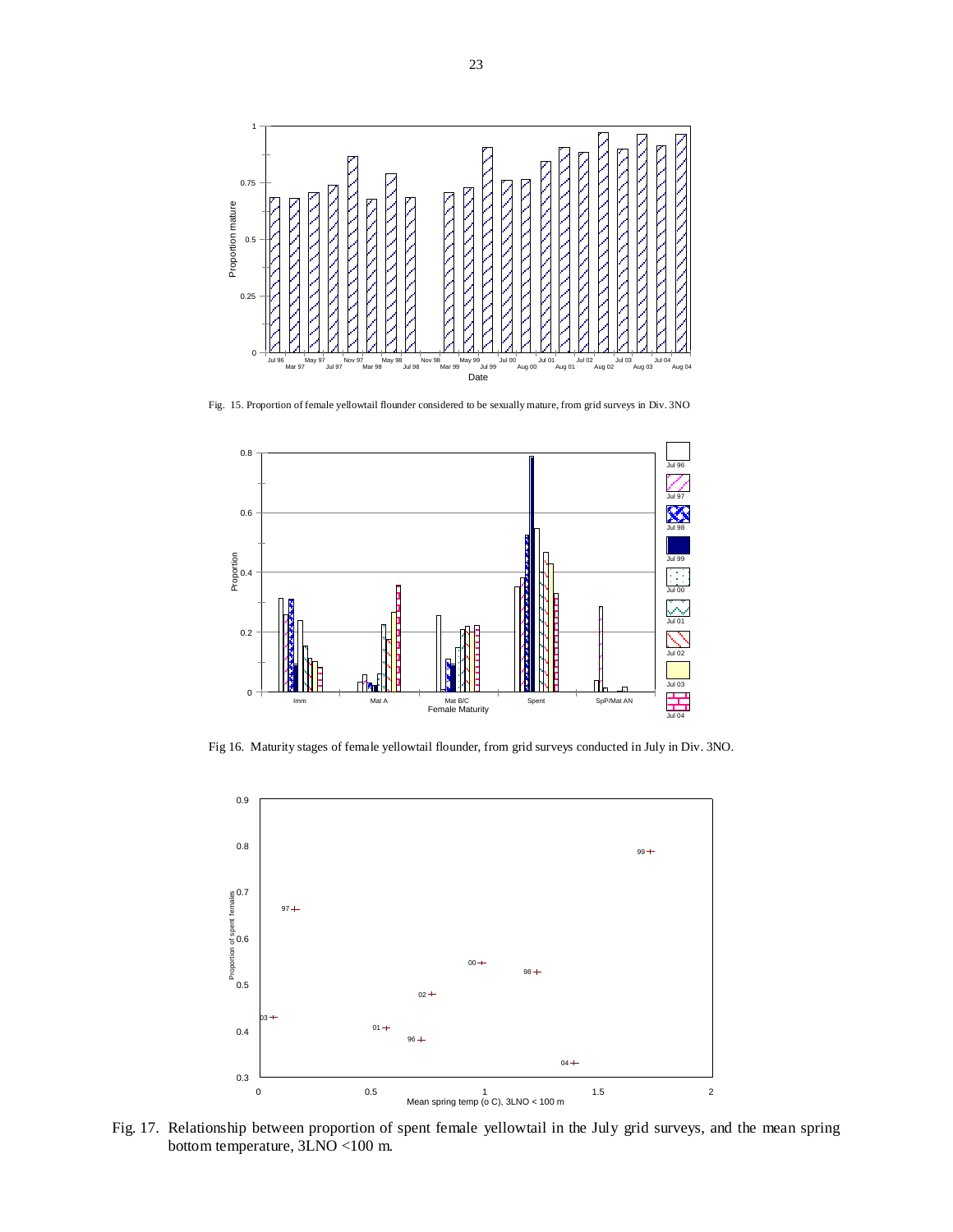1

0.75

0.5

0.25

0

Proportion mature

Jul 96 Mar 97 May 97 Jul 97 Nov 97 Mar 98 May 98 Jul 98 Nov 98 Mar 99 May 99 Jul 99 Jul 00 Aug 00 Jul 01 Aug 01 Jul 02 Aug 02 Jul 03 Aug 03 Jul 04 Aug 04

Date

Fig. 15. Proportion of female yellowtail flounder considered to be sexually mature, from grid surveys in Div. 3NO

0.8

0.6

0.4

0.2

0

Proportion

Imm

Mat A

Mat B/C

Spent

SpP/Mat AN

Female Maturity

Jul 96

Jul 97

Jul 98

Jul 99

Jul 00

Jul 01

Jul 02

Jul 03

Jul 04

Fig 16. Maturity stages of female yellowtail flounder, from grid surveys conducted in July in Div. 3NO.

0.9

0.8

0.7

0.6

0.5

0.4

0.3

Proportion of spent females

99

97

00

98

02

03

01

96

04

0

0.5

1

1.5

2

Mean spring temp (o C), 3LNO < 100 m

Fig. 17. Relationship between proportion of spent female yellowtail in the July grid surveys, and the mean spring bottom temperature, 3LNO <100 m.